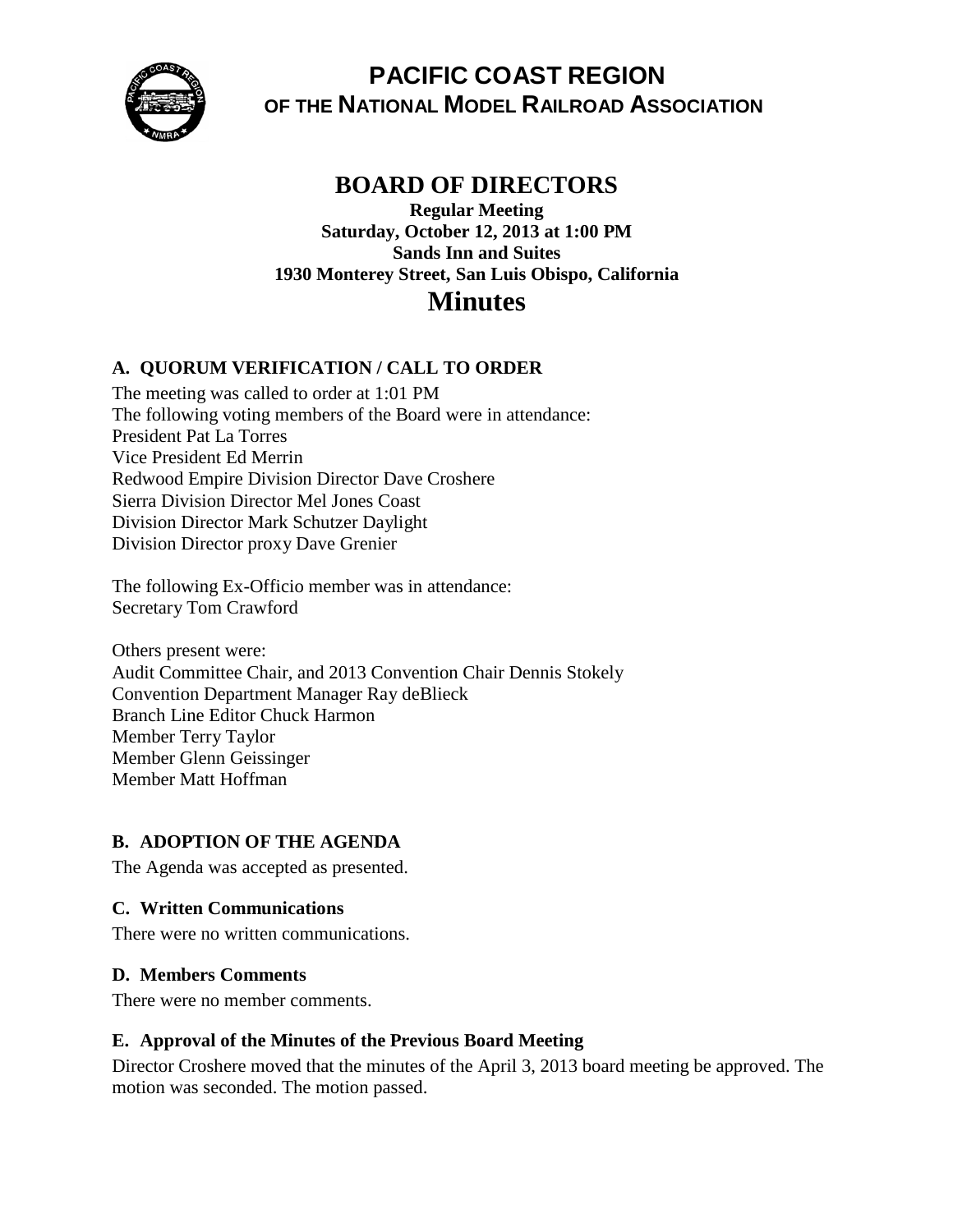# PACIFIC COAST REGION
## OF THE NATIONAL MODEL RAILROAD ASSOCIATION

## BOARD OF DIRECTORS

**Regular Meeting**
**Saturday, October 12, 2013 at 1:00 PM**
**Sands Inn and Suites**
**1930 Monterey Street, San Luis Obispo, California**

# Minutes

### A. QUORUM VERIFICATION / CALL TO ORDER

The meeting was called to order at 1:01 PM
The following voting members of the Board were in attendance:
President Pat La Torres
Vice President Ed Merrin
Redwood Empire Division Director Dave Croshere
Sierra Division Director Mel Jones Coast
Division Director Mark Schutzer Daylight
Division Director proxy Dave Grenier

The following Ex-Officio member was in attendance:
Secretary Tom Crawford

Others present were:
Audit Committee Chair, and 2013 Convention Chair Dennis Stokely
Convention Department Manager Ray deBlieck
Branch Line Editor Chuck Harmon
Member Terry Taylor
Member Glenn Geissinger
Member Matt Hoffman

### B. ADOPTION OF THE AGENDA

The Agenda was accepted as presented.

### C. Written Communications

There were no written communications.

### D. Members Comments

There were no member comments.

### E. Approval of the Minutes of the Previous Board Meeting

Director Croshere moved that the minutes of the April 3, 2013 board meeting be approved. The motion was seconded. The motion passed.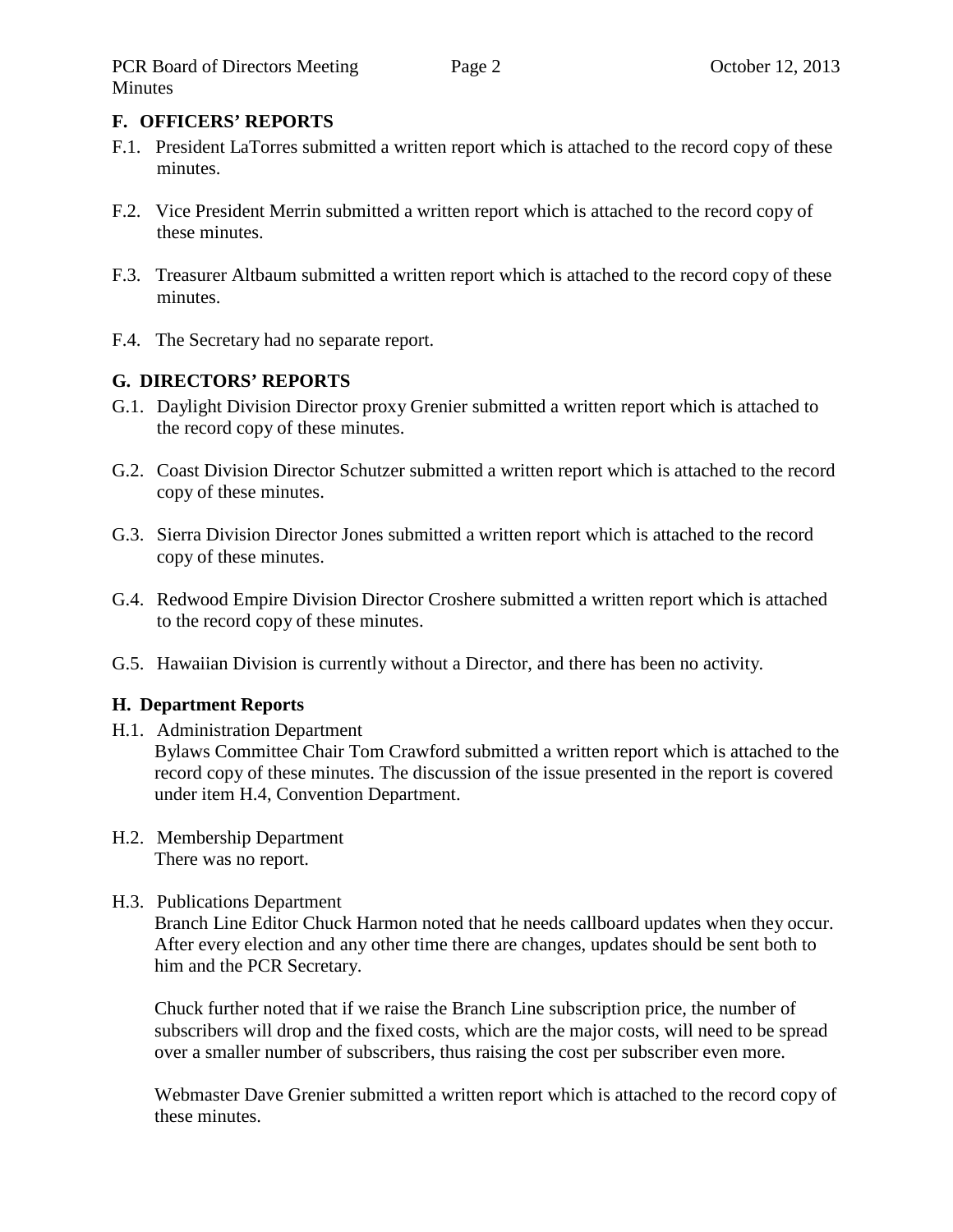## F. OFFICERS' REPORTS

F.1. President LaTorres submitted a written report which is attached to the record copy of these minutes.

F.2. Vice President Merrin submitted a written report which is attached to the record copy of these minutes.

F.3. Treasurer Altbaum submitted a written report which is attached to the record copy of these minutes.

F.4. The Secretary had no separate report.

## G. DIRECTORS' REPORTS

G.1. Daylight Division Director proxy Grenier submitted a written report which is attached to the record copy of these minutes.

G.2. Coast Division Director Schutzer submitted a written report which is attached to the record copy of these minutes.

G.3. Sierra Division Director Jones submitted a written report which is attached to the record copy of these minutes.

G.4. Redwood Empire Division Director Croshere submitted a written report which is attached to the record copy of these minutes.

G.5. Hawaiian Division is currently without a Director, and there has been no activity.

## H. Department Reports

H.1. Administration Department

Bylaws Committee Chair Tom Crawford submitted a written report which is attached to the record copy of these minutes. The discussion of the issue presented in the report is covered under item H.4, Convention Department.

H.2. Membership Department

There was no report.

H.3. Publications Department

Branch Line Editor Chuck Harmon noted that he needs callboard updates when they occur. After every election and any other time there are changes, updates should be sent both to him and the PCR Secretary.

Chuck further noted that if we raise the Branch Line subscription price, the number of subscribers will drop and the fixed costs, which are the major costs, will need to be spread over a smaller number of subscribers, thus raising the cost per subscriber even more.

Webmaster Dave Grenier submitted a written report which is attached to the record copy of these minutes.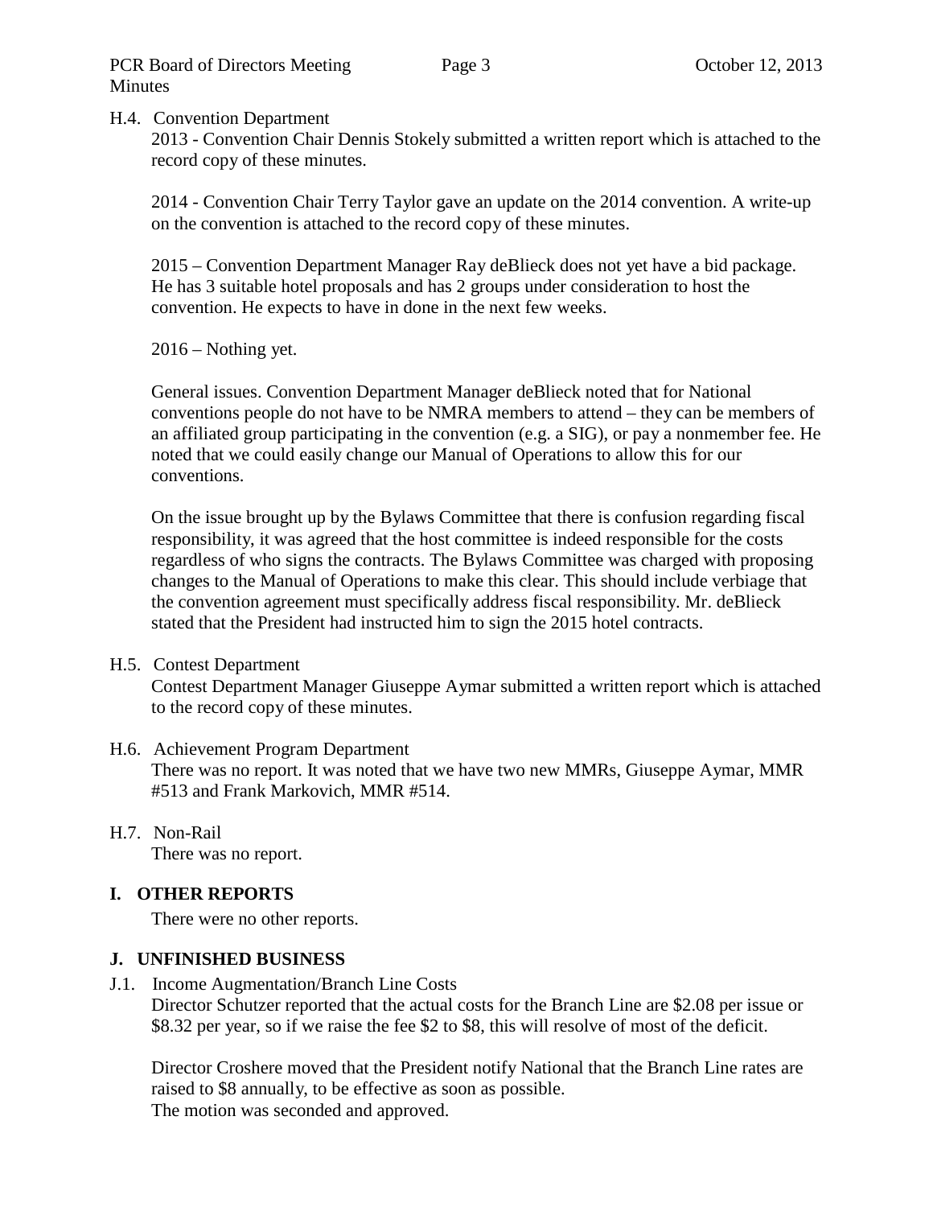H.4. Convention Department

2013 - Convention Chair Dennis Stokely submitted a written report which is attached to the record copy of these minutes.

2014 - Convention Chair Terry Taylor gave an update on the 2014 convention. A write-up on the convention is attached to the record copy of these minutes.

2015 – Convention Department Manager Ray deBlieck does not yet have a bid package. He has 3 suitable hotel proposals and has 2 groups under consideration to host the convention. He expects to have in done in the next few weeks.

2016 – Nothing yet.

General issues. Convention Department Manager deBlieck noted that for National conventions people do not have to be NMRA members to attend – they can be members of an affiliated group participating in the convention (e.g. a SIG), or pay a nonmember fee. He noted that we could easily change our Manual of Operations to allow this for our conventions.

On the issue brought up by the Bylaws Committee that there is confusion regarding fiscal responsibility, it was agreed that the host committee is indeed responsible for the costs regardless of who signs the contracts. The Bylaws Committee was charged with proposing changes to the Manual of Operations to make this clear. This should include verbiage that the convention agreement must specifically address fiscal responsibility. Mr. deBlieck stated that the President had instructed him to sign the 2015 hotel contracts.

H.5. Contest Department

Contest Department Manager Giuseppe Aymar submitted a written report which is attached to the record copy of these minutes.

H.6. Achievement Program Department

There was no report. It was noted that we have two new MMRs, Giuseppe Aymar, MMR #513 and Frank Markovich, MMR #514.

H.7. Non-Rail

There was no report.

## I. OTHER REPORTS

There were no other reports.

## J. UNFINISHED BUSINESS

J.1. Income Augmentation/Branch Line Costs

Director Schutzer reported that the actual costs for the Branch Line are $2.08 per issue or $8.32 per year, so if we raise the fee $2 to $8, this will resolve of most of the deficit.

Director Croshere moved that the President notify National that the Branch Line rates are raised to $8 annually, to be effective as soon as possible.
The motion was seconded and approved.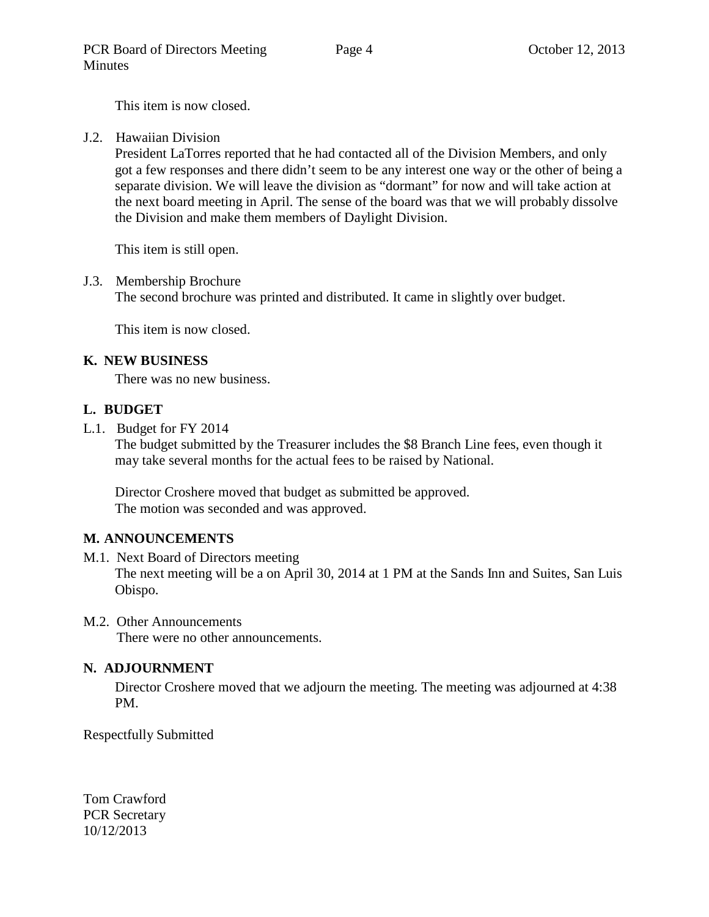This item is now closed.

J.2. Hawaiian Division

President LaTorres reported that he had contacted all of the Division Members, and only got a few responses and there didn't seem to be any interest one way or the other of being a separate division. We will leave the division as "dormant" for now and will take action at the next board meeting in April. The sense of the board was that we will probably dissolve the Division and make them members of Daylight Division.

This item is still open.

J.3. Membership Brochure

The second brochure was printed and distributed. It came in slightly over budget.

This item is now closed.

## K. NEW BUSINESS

There was no new business.

## L. BUDGET

L.1. Budget for FY 2014

The budget submitted by the Treasurer includes the $8 Branch Line fees, even though it may take several months for the actual fees to be raised by National.

Director Croshere moved that budget as submitted be approved.
The motion was seconded and was approved.

## M. ANNOUNCEMENTS

M.1. Next Board of Directors meeting

The next meeting will be a on April 30, 2014 at 1 PM at the Sands Inn and Suites, San Luis Obispo.

M.2. Other Announcements

There were no other announcements.

## N. ADJOURNMENT

Director Croshere moved that we adjourn the meeting. The meeting was adjourned at 4:38 PM.

Respectfully Submitted

Tom Crawford
PCR Secretary
10/12/2013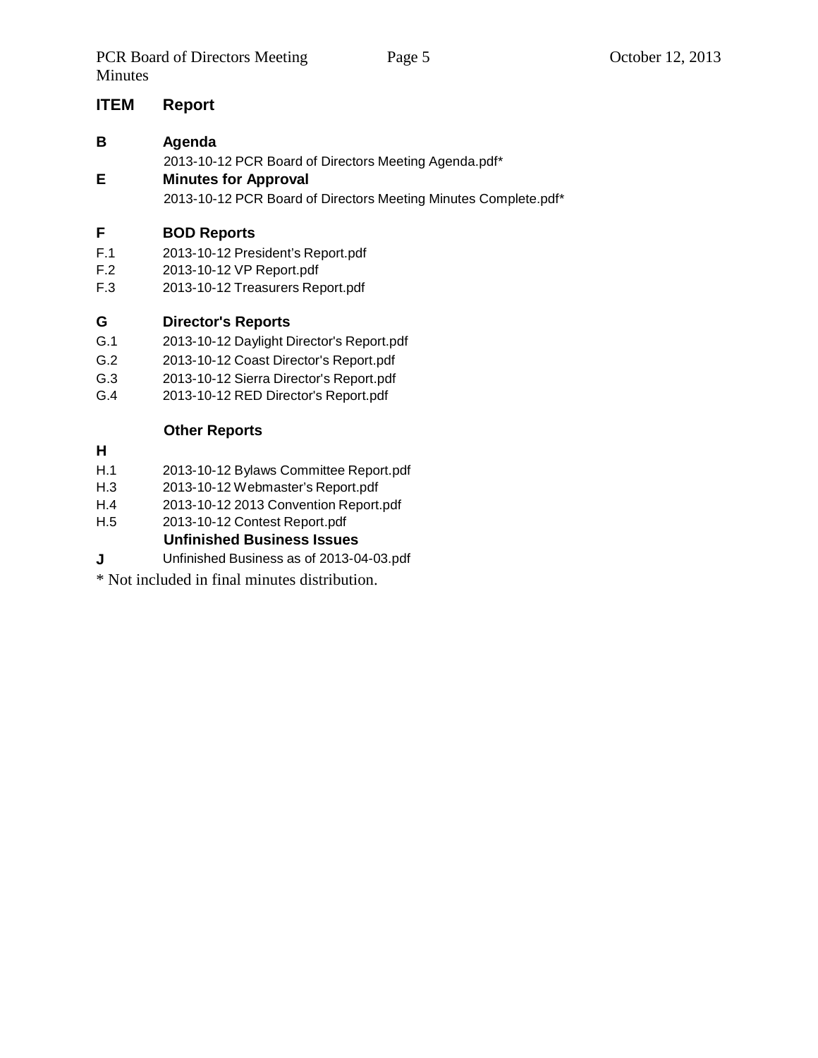| ITEM | Report |
|---|---|
| **B** | **Agenda** |
| | 2013-10-12 PCR Board of Directors Meeting Agenda.pdf* |
| **E** | **Minutes for Approval** |
| | 2013-10-12 PCR Board of Directors Meeting Minutes Complete.pdf* |
| **F** | **BOD Reports** |
| F.1 | 2013-10-12 President's Report.pdf |
| F.2 | 2013-10-12 VP Report.pdf |
| F.3 | 2013-10-12 Treasurers Report.pdf |
| **G** | **Director's Reports** |
| G.1 | 2013-10-12 Daylight Director's Report.pdf |
| G.2 | 2013-10-12 Coast Director's Report.pdf |
| G.3 | 2013-10-12 Sierra Director's Report.pdf |
| G.4 | 2013-10-12 RED Director's Report.pdf |
| **H** | **Other Reports** |
| H.1 | 2013-10-12 Bylaws Committee Report.pdf |
| H.3 | 2013-10-12 Webmaster's Report.pdf |
| H.4 | 2013-10-12 2013 Convention Report.pdf |
| H.5 | 2013-10-12 Contest Report.pdf |
| **J** | **Unfinished Business Issues** |
| | Unfinished Business as of 2013-04-03.pdf |

* Not included in final minutes distribution.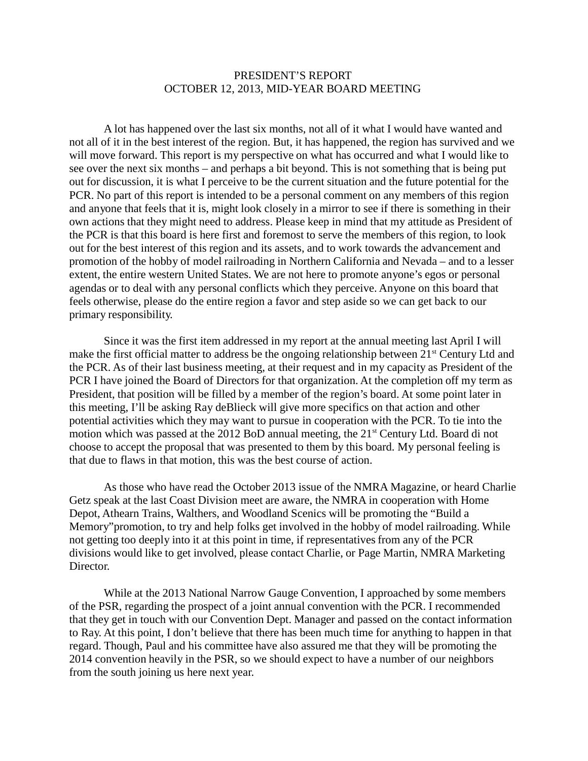PRESIDENT'S REPORT
OCTOBER 12, 2013, MID-YEAR BOARD MEETING

A lot has happened over the last six months, not all of it what I would have wanted and not all of it in the best interest of the region. But, it has happened, the region has survived and we will move forward. This report is my perspective on what has occurred and what I would like to see over the next six months – and perhaps a bit beyond. This is not something that is being put out for discussion, it is what I perceive to be the current situation and the future potential for the PCR. No part of this report is intended to be a personal comment on any members of this region and anyone that feels that it is, might look closely in a mirror to see if there is something in their own actions that they might need to address. Please keep in mind that my attitude as President of the PCR is that this board is here first and foremost to serve the members of this region, to look out for the best interest of this region and its assets, and to work towards the advancement and promotion of the hobby of model railroading in Northern California and Nevada – and to a lesser extent, the entire western United States. We are not here to promote anyone's egos or personal agendas or to deal with any personal conflicts which they perceive. Anyone on this board that feels otherwise, please do the entire region a favor and step aside so we can get back to our primary responsibility.

Since it was the first item addressed in my report at the annual meeting last April I will make the first official matter to address be the ongoing relationship between 21st Century Ltd and the PCR. As of their last business meeting, at their request and in my capacity as President of the PCR I have joined the Board of Directors for that organization. At the completion off my term as President, that position will be filled by a member of the region's board. At some point later in this meeting, I'll be asking Ray deBlieck will give more specifics on that action and other potential activities which they may want to pursue in cooperation with the PCR. To tie into the motion which was passed at the 2012 BoD annual meeting, the 21st Century Ltd. Board di not choose to accept the proposal that was presented to them by this board. My personal feeling is that due to flaws in that motion, this was the best course of action.

As those who have read the October 2013 issue of the NMRA Magazine, or heard Charlie Getz speak at the last Coast Division meet are aware, the NMRA in cooperation with Home Depot, Athearn Trains, Walthers, and Woodland Scenics will be promoting the "Build a Memory"promotion, to try and help folks get involved in the hobby of model railroading. While not getting too deeply into it at this point in time, if representatives from any of the PCR divisions would like to get involved, please contact Charlie, or Page Martin, NMRA Marketing Director.

While at the 2013 National Narrow Gauge Convention, I approached by some members of the PSR, regarding the prospect of a joint annual convention with the PCR. I recommended that they get in touch with our Convention Dept. Manager and passed on the contact information to Ray. At this point, I don't believe that there has been much time for anything to happen in that regard. Though, Paul and his committee have also assured me that they will be promoting the 2014 convention heavily in the PSR, so we should expect to have a number of our neighbors from the south joining us here next year.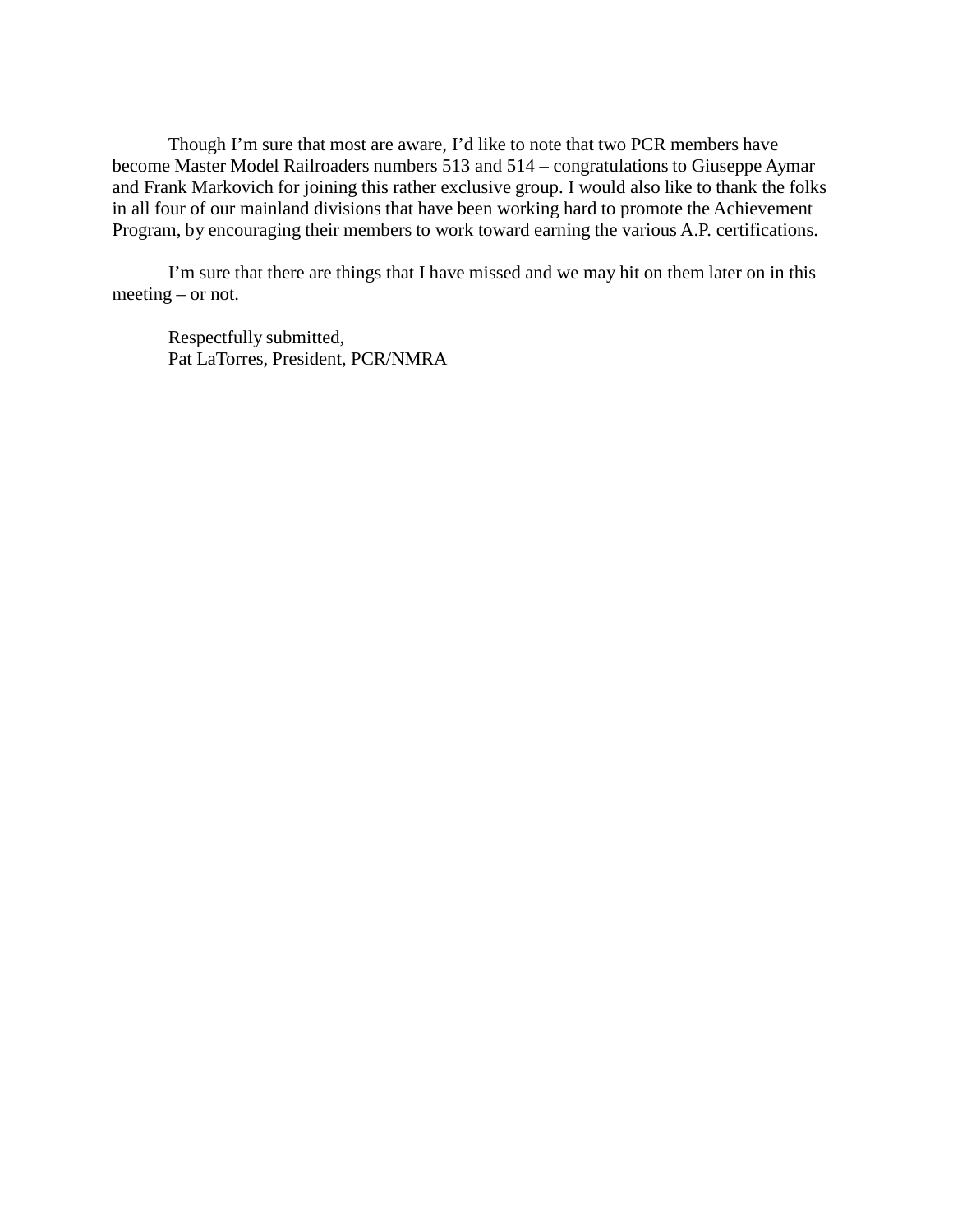Though I'm sure that most are aware, I'd like to note that two PCR members have become Master Model Railroaders numbers 513 and 514 – congratulations to Giuseppe Aymar and Frank Markovich for joining this rather exclusive group. I would also like to thank the folks in all four of our mainland divisions that have been working hard to promote the Achievement Program, by encouraging their members to work toward earning the various A.P. certifications.

I'm sure that there are things that I have missed and we may hit on them later on in this meeting – or not.

Respectfully submitted,
Pat LaTorres, President, PCR/NMRA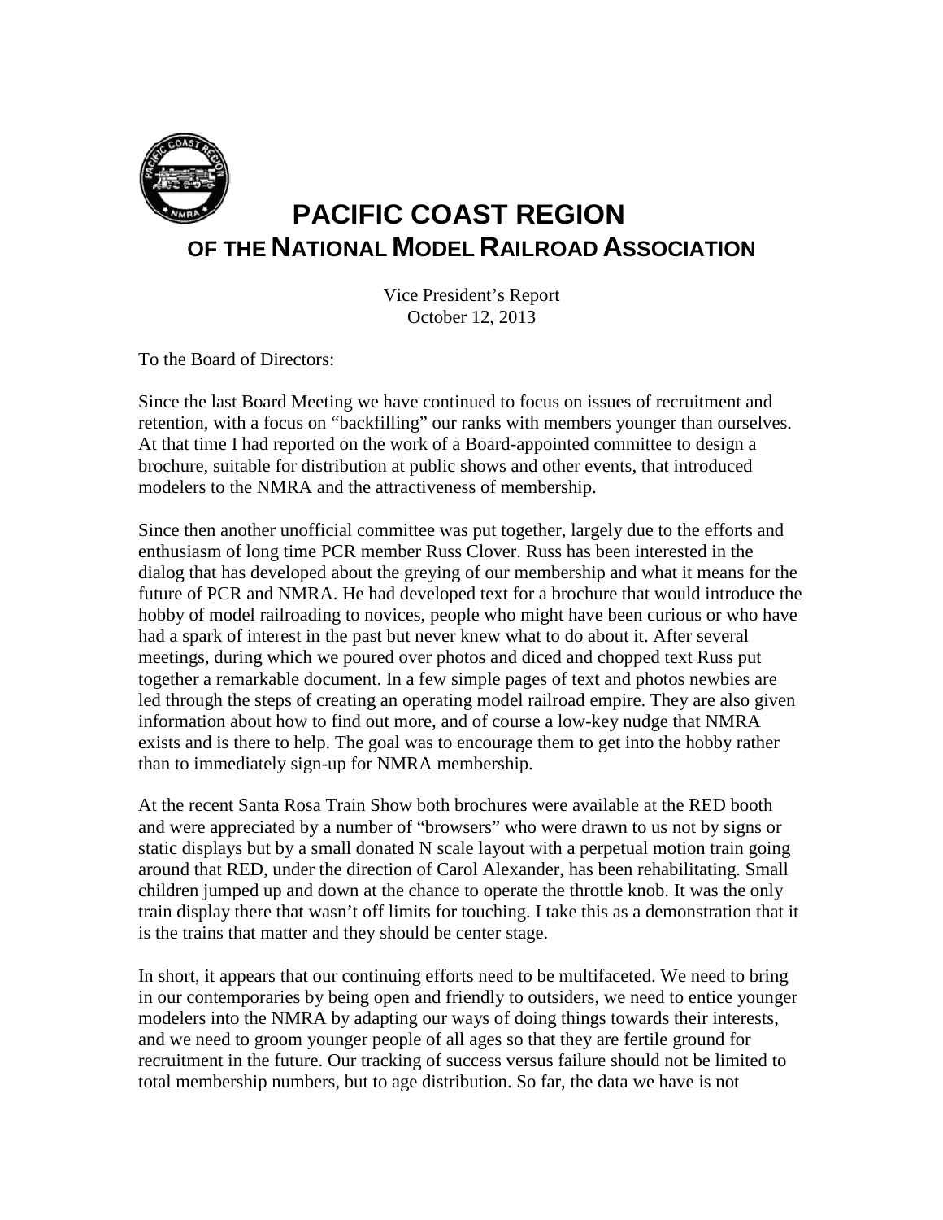# PACIFIC COAST REGION

## OF THE NATIONAL MODEL RAILROAD ASSOCIATION

Vice President's Report
October 12, 2013

To the Board of Directors:

Since the last Board Meeting we have continued to focus on issues of recruitment and retention, with a focus on "backfilling" our ranks with members younger than ourselves. At that time I had reported on the work of a Board-appointed committee to design a brochure, suitable for distribution at public shows and other events, that introduced modelers to the NMRA and the attractiveness of membership.

Since then another unofficial committee was put together, largely due to the efforts and enthusiasm of long time PCR member Russ Clover. Russ has been interested in the dialog that has developed about the greying of our membership and what it means for the future of PCR and NMRA. He had developed text for a brochure that would introduce the hobby of model railroading to novices, people who might have been curious or who have had a spark of interest in the past but never knew what to do about it. After several meetings, during which we poured over photos and diced and chopped text Russ put together a remarkable document. In a few simple pages of text and photos newbies are led through the steps of creating an operating model railroad empire. They are also given information about how to find out more, and of course a low-key nudge that NMRA exists and is there to help. The goal was to encourage them to get into the hobby rather than to immediately sign-up for NMRA membership.

At the recent Santa Rosa Train Show both brochures were available at the RED booth and were appreciated by a number of "browsers" who were drawn to us not by signs or static displays but by a small donated N scale layout with a perpetual motion train going around that RED, under the direction of Carol Alexander, has been rehabilitating. Small children jumped up and down at the chance to operate the throttle knob. It was the only train display there that wasn't off limits for touching. I take this as a demonstration that it is the trains that matter and they should be center stage.

In short, it appears that our continuing efforts need to be multifaceted. We need to bring in our contemporaries by being open and friendly to outsiders, we need to entice younger modelers into the NMRA by adapting our ways of doing things towards their interests, and we need to groom younger people of all ages so that they are fertile ground for recruitment in the future. Our tracking of success versus failure should not be limited to total membership numbers, but to age distribution. So far, the data we have is not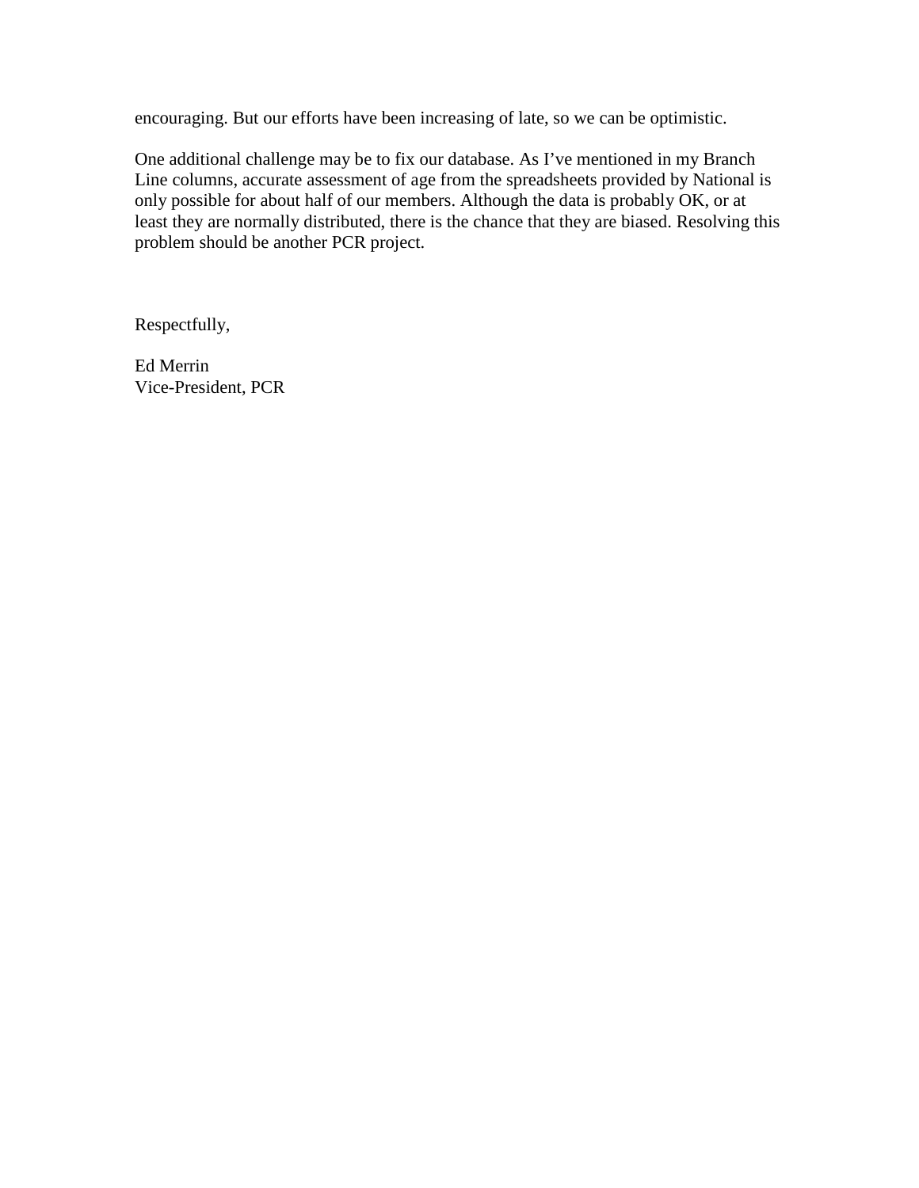encouraging. But our efforts have been increasing of late, so we can be optimistic.

One additional challenge may be to fix our database. As I've mentioned in my Branch Line columns, accurate assessment of age from the spreadsheets provided by National is only possible for about half of our members. Although the data is probably OK, or at least they are normally distributed, there is the chance that they are biased. Resolving this problem should be another PCR project.

Respectfully,

Ed Merrin
Vice-President, PCR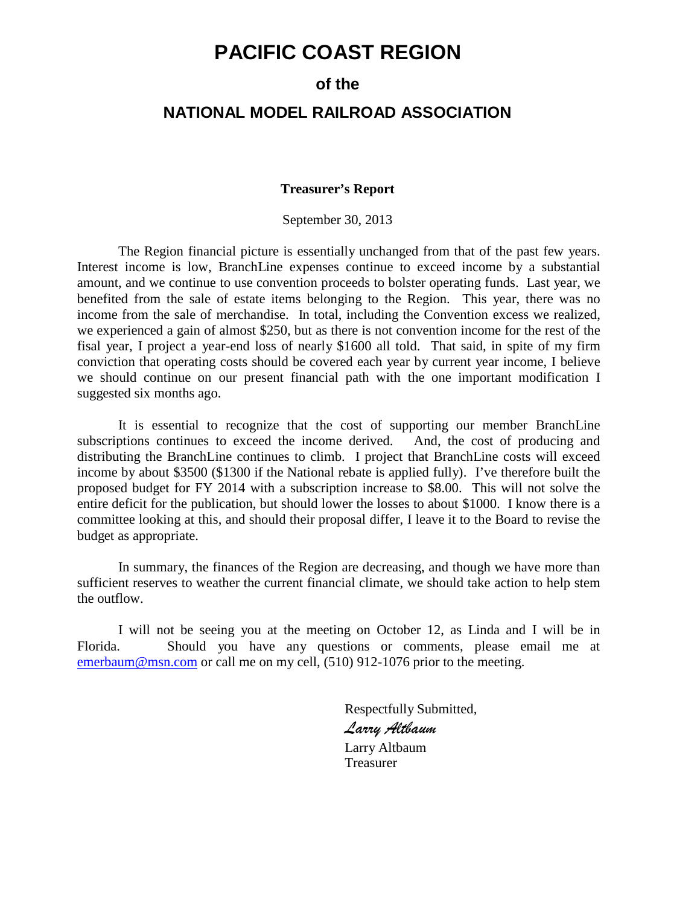# PACIFIC COAST REGION

### of the

## NATIONAL MODEL RAILROAD ASSOCIATION

**Treasurer's Report**

September 30, 2013

The Region financial picture is essentially unchanged from that of the past few years. Interest income is low, BranchLine expenses continue to exceed income by a substantial amount, and we continue to use convention proceeds to bolster operating funds. Last year, we benefited from the sale of estate items belonging to the Region. This year, there was no income from the sale of merchandise. In total, including the Convention excess we realized, we experienced a gain of almost $250, but as there is not convention income for the rest of the fisal year, I project a year-end loss of nearly $1600 all told. That said, in spite of my firm conviction that operating costs should be covered each year by current year income, I believe we should continue on our present financial path with the one important modification I suggested six months ago.

It is essential to recognize that the cost of supporting our member BranchLine subscriptions continues to exceed the income derived. And, the cost of producing and distributing the BranchLine continues to climb. I project that BranchLine costs will exceed income by about $3500 ($1300 if the National rebate is applied fully). I've therefore built the proposed budget for FY 2014 with a subscription increase to $8.00. This will not solve the entire deficit for the publication, but should lower the losses to about $1000. I know there is a committee looking at this, and should their proposal differ, I leave it to the Board to revise the budget as appropriate.

In summary, the finances of the Region are decreasing, and though we have more than sufficient reserves to weather the current financial climate, we should take action to help stem the outflow.

I will not be seeing you at the meeting on October 12, as Linda and I will be in Florida. Should you have any questions or comments, please email me at emerbaum@msn.com or call me on my cell, (510) 912-1076 prior to the meeting.

Respectfully Submitted,

*Larry Altbaum*

Larry Altbaum
Treasurer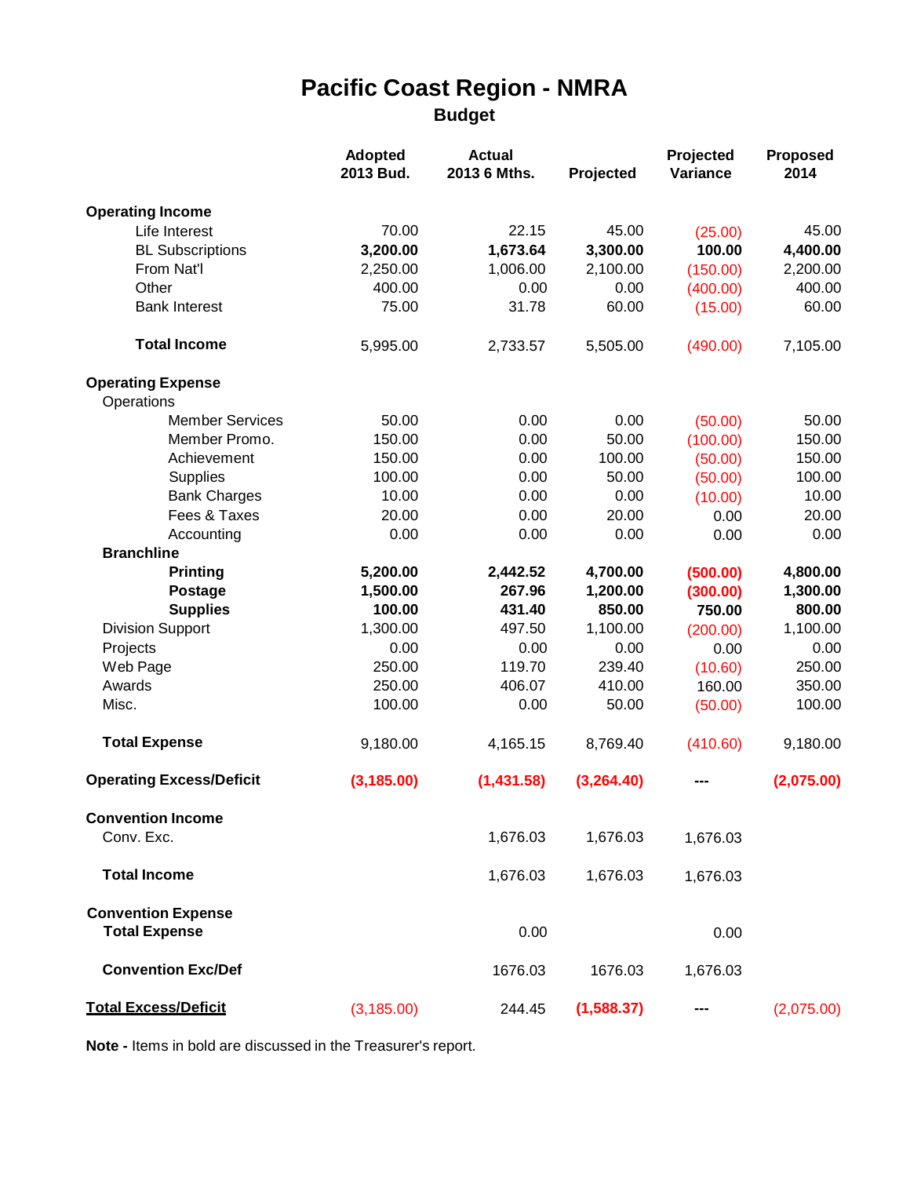# Pacific Coast Region - NMRA

## Budget

| | Adopted 2013 Bud. | Actual 2013 6 Mths. | Projected | Projected Variance | Proposed 2014 |
|---|---|---|---|---|---|
| **Operating Income** | | | | | |
| Life Interest | 70.00 | 22.15 | 45.00 | (25.00) | 45.00 |
| **BL Subscriptions** | **3,200.00** | **1,673.64** | **3,300.00** | **100.00** | **4,400.00** |
| From Nat'l | 2,250.00 | 1,006.00 | 2,100.00 | (150.00) | 2,200.00 |
| Other | 400.00 | 0.00 | 0.00 | (400.00) | 400.00 |
| Bank Interest | 75.00 | 31.78 | 60.00 | (15.00) | 60.00 |
| **Total Income** | 5,995.00 | 2,733.57 | 5,505.00 | (490.00) | 7,105.00 |
| **Operating Expense** | | | | | |
| Operations | | | | | |
| Member Services | 50.00 | 0.00 | 0.00 | (50.00) | 50.00 |
| Member Promo. | 150.00 | 0.00 | 50.00 | (100.00) | 150.00 |
| Achievement | 150.00 | 0.00 | 100.00 | (50.00) | 150.00 |
| Supplies | 100.00 | 0.00 | 50.00 | (50.00) | 100.00 |
| Bank Charges | 10.00 | 0.00 | 0.00 | (10.00) | 10.00 |
| Fees & Taxes | 20.00 | 0.00 | 20.00 | 0.00 | 20.00 |
| Accounting | 0.00 | 0.00 | 0.00 | 0.00 | 0.00 |
| **Branchline** | | | | | |
| **Printing** | **5,200.00** | **2,442.52** | **4,700.00** | **(500.00)** | **4,800.00** |
| **Postage** | **1,500.00** | **267.96** | **1,200.00** | **(300.00)** | **1,300.00** |
| **Supplies** | **100.00** | **431.40** | **850.00** | **750.00** | **800.00** |
| Division Support | 1,300.00 | 497.50 | 1,100.00 | (200.00) | 1,100.00 |
| Projects | 0.00 | 0.00 | 0.00 | 0.00 | 0.00 |
| Web Page | 250.00 | 119.70 | 239.40 | (10.60) | 250.00 |
| Awards | 250.00 | 406.07 | 410.00 | 160.00 | 350.00 |
| Misc. | 100.00 | 0.00 | 50.00 | (50.00) | 100.00 |
| **Total Expense** | 9,180.00 | 4,165.15 | 8,769.40 | (410.60) | 9,180.00 |
| **Operating Excess/Deficit** | **(3,185.00)** | **(1,431.58)** | **(3,264.40)** | **---** | **(2,075.00)** |
| **Convention Income** | | | | | |
| Conv. Exc. | | 1,676.03 | 1,676.03 | 1,676.03 | |
| **Total Income** | | 1,676.03 | 1,676.03 | 1,676.03 | |
| **Convention Expense** | | | | | |
| **Total Expense** | | 0.00 | | 0.00 | |
| **Convention Exc/Def** | | 1676.03 | 1676.03 | 1,676.03 | |
| **Total Excess/Deficit** | (3,185.00) | 244.45 | **(1,588.37)** | **---** | (2,075.00) |

**Note -** Items in bold are discussed in the Treasurer's report.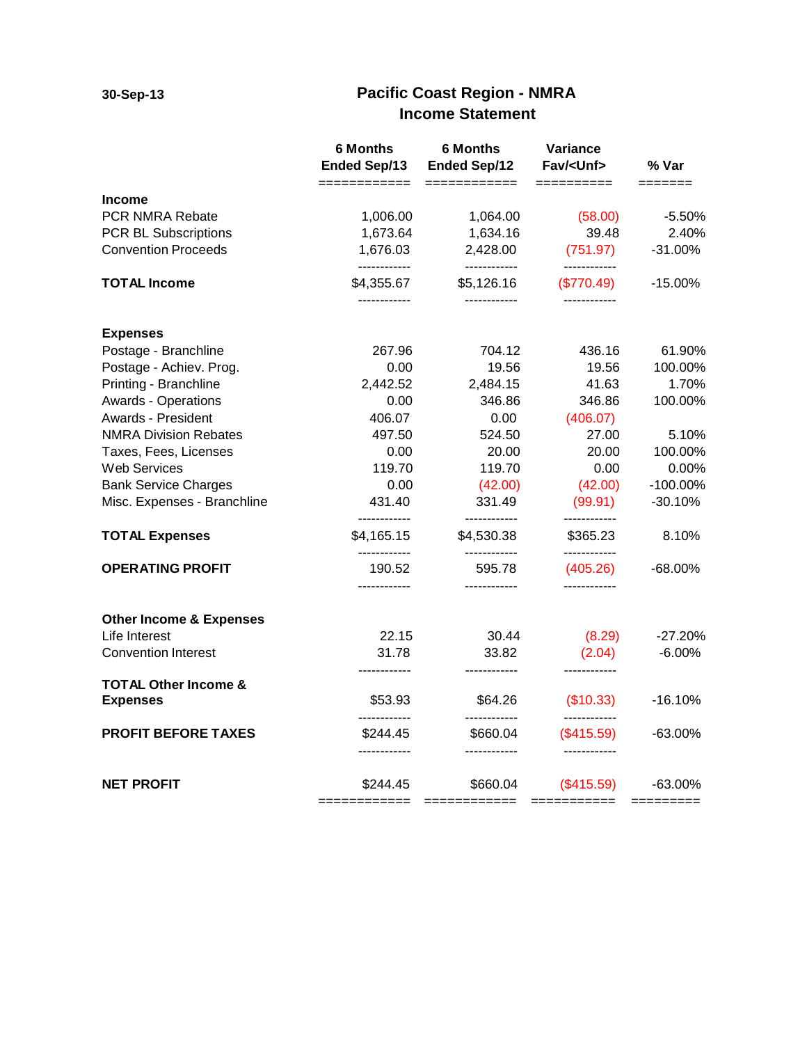30-Sep-13

# Pacific Coast Region - NMRA
## Income Statement

| | 6 Months Ended Sep/13 | 6 Months Ended Sep/12 | Variance Fav/<Unf> | % Var |
|---|---|---|---|---|
| **Income** | | | | |
| PCR NMRA Rebate | 1,006.00 | 1,064.00 | (58.00) | -5.50% |
| PCR BL Subscriptions | 1,673.64 | 1,634.16 | 39.48 | 2.40% |
| Convention Proceeds | 1,676.03 | 2,428.00 | (751.97) | -31.00% |
| **TOTAL Income** | $4,355.67 | $5,126.16 | ($770.49) | -15.00% |
| **Expenses** | | | | |
| Postage - Branchline | 267.96 | 704.12 | 436.16 | 61.90% |
| Postage - Achiev. Prog. | 0.00 | 19.56 | 19.56 | 100.00% |
| Printing - Branchline | 2,442.52 | 2,484.15 | 41.63 | 1.70% |
| Awards - Operations | 0.00 | 346.86 | 346.86 | 100.00% |
| Awards - President | 406.07 | 0.00 | (406.07) | |
| NMRA Division Rebates | 497.50 | 524.50 | 27.00 | 5.10% |
| Taxes, Fees, Licenses | 0.00 | 20.00 | 20.00 | 100.00% |
| Web Services | 119.70 | 119.70 | 0.00 | 0.00% |
| Bank Service Charges | 0.00 | (42.00) | (42.00) | -100.00% |
| Misc. Expenses - Branchline | 431.40 | 331.49 | (99.91) | -30.10% |
| **TOTAL Expenses** | $4,165.15 | $4,530.38 | $365.23 | 8.10% |
| **OPERATING PROFIT** | 190.52 | 595.78 | (405.26) | -68.00% |
| **Other Income & Expenses** | | | | |
| Life Interest | 22.15 | 30.44 | (8.29) | -27.20% |
| Convention Interest | 31.78 | 33.82 | (2.04) | -6.00% |
| **TOTAL Other Income & Expenses** | $53.93 | $64.26 | ($10.33) | -16.10% |
| **PROFIT BEFORE TAXES** | $244.45 | $660.04 | ($415.59) | -63.00% |
| **NET PROFIT** | $244.45 | $660.04 | ($415.59) | -63.00% |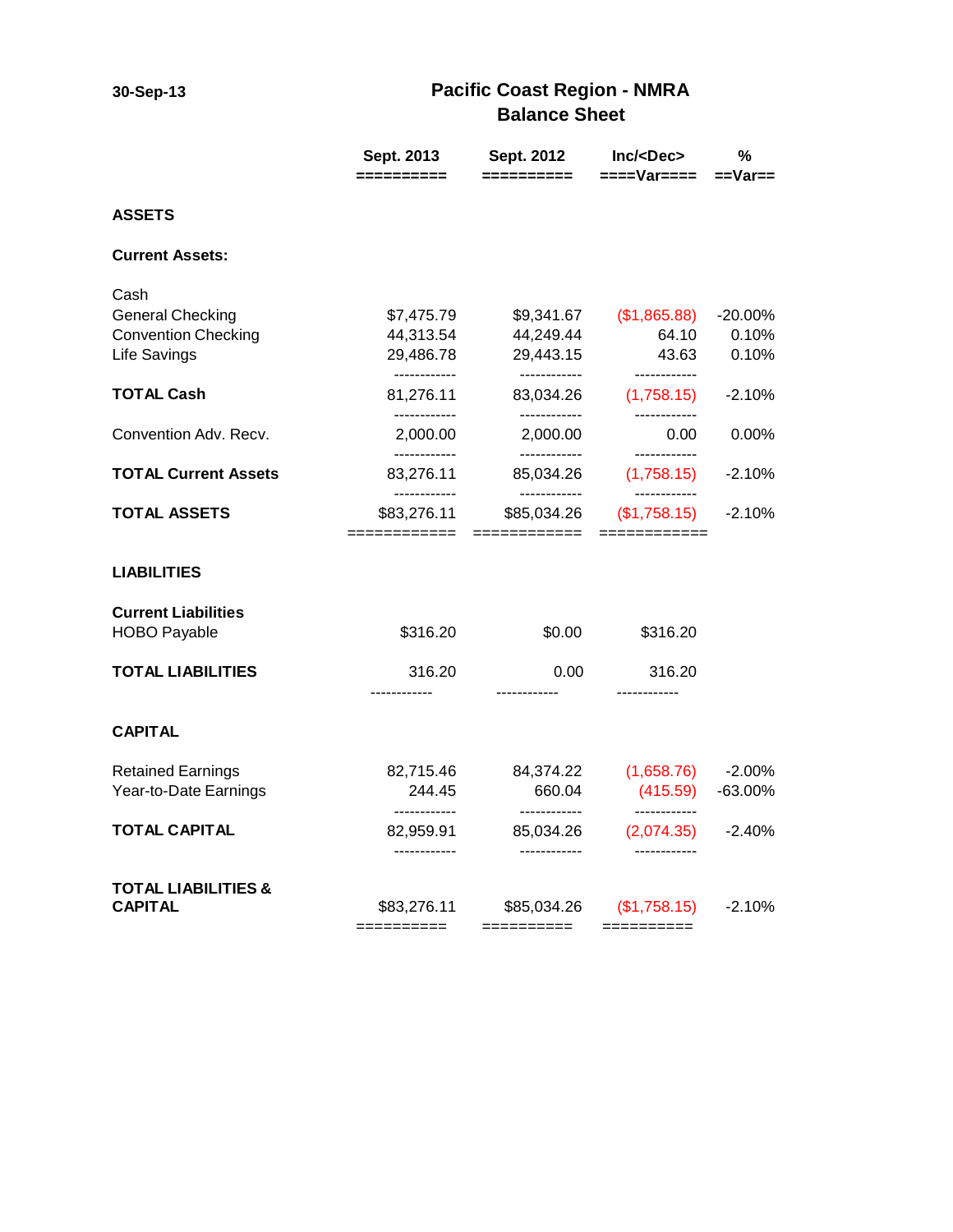30-Sep-13

# Pacific Coast Region - NMRA
## Balance Sheet

| | Sept. 2013 | Sept. 2012 | Inc/<Dec> Var | % Var |
|---|---|---|---|---|
| **ASSETS** | | | | |
| **Current Assets:** | | | | |
| Cash | | | | |
| General Checking | $7,475.79 | $9,341.67 | ($1,865.88) | -20.00% |
| Convention Checking | 44,313.54 | 44,249.44 | 64.10 | 0.10% |
| Life Savings | 29,486.78 | 29,443.15 | 43.63 | 0.10% |
| **TOTAL Cash** | 81,276.11 | 83,034.26 | (1,758.15) | -2.10% |
| Convention Adv. Recv. | 2,000.00 | 2,000.00 | 0.00 | 0.00% |
| **TOTAL Current Assets** | 83,276.11 | 85,034.26 | (1,758.15) | -2.10% |
| **TOTAL ASSETS** | $83,276.11 | $85,034.26 | ($1,758.15) | -2.10% |
| **LIABILITIES** | | | | |
| **Current Liabilities** | | | | |
| HOBO Payable | $316.20 | $0.00 | $316.20 | |
| **TOTAL LIABILITIES** | 316.20 | 0.00 | 316.20 | |
| **CAPITAL** | | | | |
| Retained Earnings | 82,715.46 | 84,374.22 | (1,658.76) | -2.00% |
| Year-to-Date Earnings | 244.45 | 660.04 | (415.59) | -63.00% |
| **TOTAL CAPITAL** | 82,959.91 | 85,034.26 | (2,074.35) | -2.40% |
| **TOTAL LIABILITIES & CAPITAL** | $83,276.11 | $85,034.26 | ($1,758.15) | -2.10% |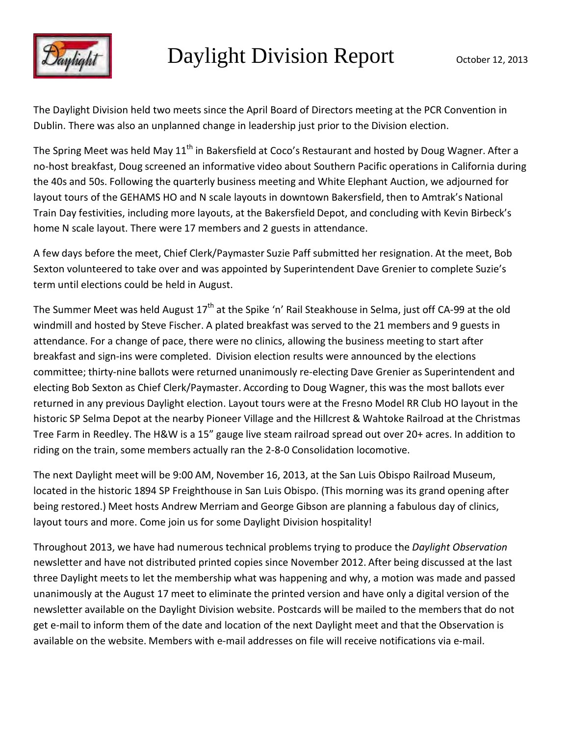# Daylight Division Report

October 12, 2013

The Daylight Division held two meets since the April Board of Directors meeting at the PCR Convention in Dublin. There was also an unplanned change in leadership just prior to the Division election.

The Spring Meet was held May 11th in Bakersfield at Coco's Restaurant and hosted by Doug Wagner. After a no-host breakfast, Doug screened an informative video about Southern Pacific operations in California during the 40s and 50s. Following the quarterly business meeting and White Elephant Auction, we adjourned for layout tours of the GEHAMS HO and N scale layouts in downtown Bakersfield, then to Amtrak's National Train Day festivities, including more layouts, at the Bakersfield Depot, and concluding with Kevin Birbeck's home N scale layout. There were 17 members and 2 guests in attendance.

A few days before the meet, Chief Clerk/Paymaster Suzie Paff submitted her resignation. At the meet, Bob Sexton volunteered to take over and was appointed by Superintendent Dave Grenier to complete Suzie's term until elections could be held in August.

The Summer Meet was held August 17th at the Spike 'n' Rail Steakhouse in Selma, just off CA-99 at the old windmill and hosted by Steve Fischer. A plated breakfast was served to the 21 members and 9 guests in attendance. For a change of pace, there were no clinics, allowing the business meeting to start after breakfast and sign-ins were completed. Division election results were announced by the elections committee; thirty-nine ballots were returned unanimously re-electing Dave Grenier as Superintendent and electing Bob Sexton as Chief Clerk/Paymaster. According to Doug Wagner, this was the most ballots ever returned in any previous Daylight election. Layout tours were at the Fresno Model RR Club HO layout in the historic SP Selma Depot at the nearby Pioneer Village and the Hillcrest & Wahtoke Railroad at the Christmas Tree Farm in Reedley. The H&W is a 15" gauge live steam railroad spread out over 20+ acres. In addition to riding on the train, some members actually ran the 2-8-0 Consolidation locomotive.

The next Daylight meet will be 9:00 AM, November 16, 2013, at the San Luis Obispo Railroad Museum, located in the historic 1894 SP Freighthouse in San Luis Obispo. (This morning was its grand opening after being restored.) Meet hosts Andrew Merriam and George Gibson are planning a fabulous day of clinics, layout tours and more. Come join us for some Daylight Division hospitality!

Throughout 2013, we have had numerous technical problems trying to produce the *Daylight Observation* newsletter and have not distributed printed copies since November 2012. After being discussed at the last three Daylight meets to let the membership what was happening and why, a motion was made and passed unanimously at the August 17 meet to eliminate the printed version and have only a digital version of the newsletter available on the Daylight Division website. Postcards will be mailed to the members that do not get e-mail to inform them of the date and location of the next Daylight meet and that the Observation is available on the website. Members with e-mail addresses on file will receive notifications via e-mail.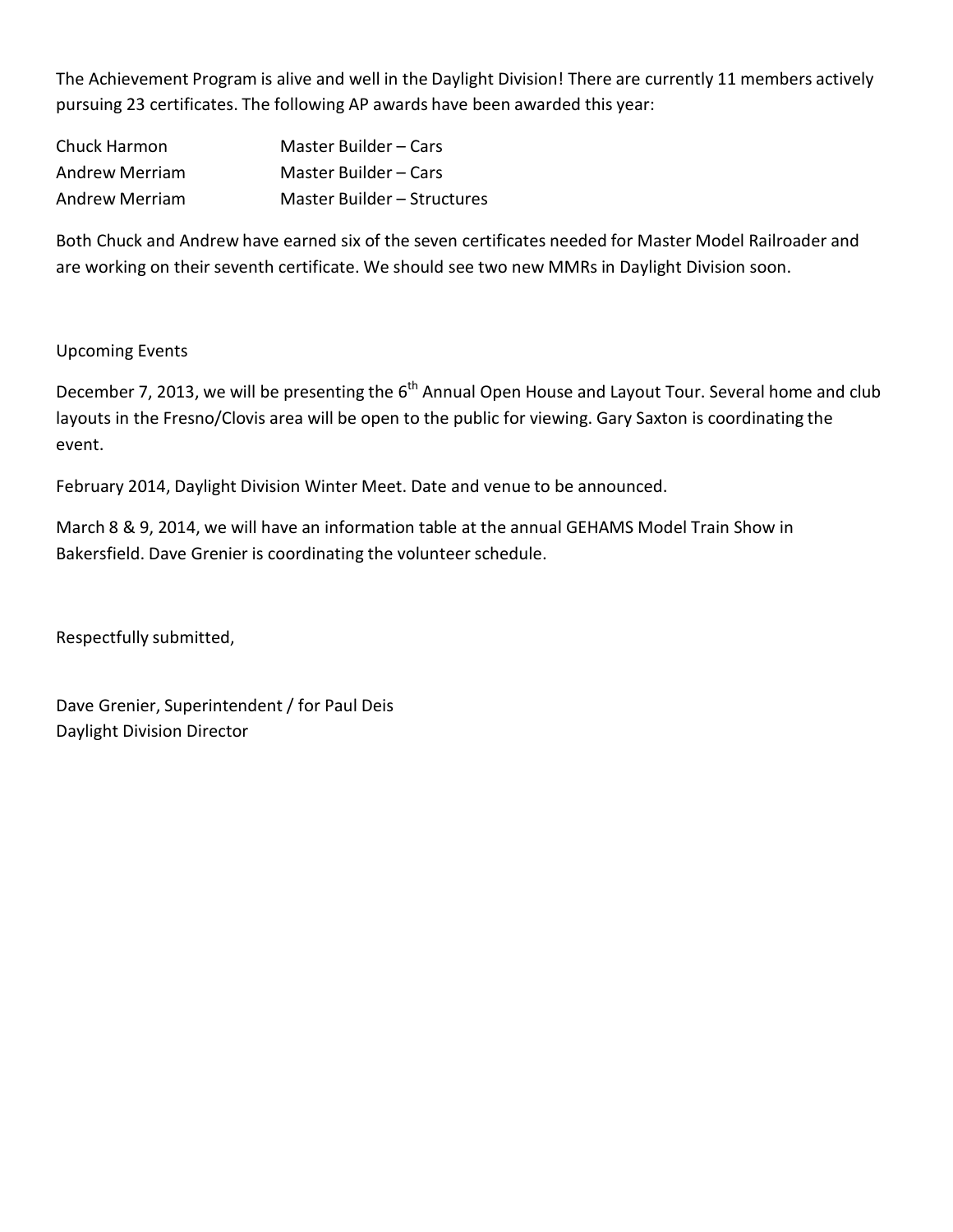The Achievement Program is alive and well in the Daylight Division! There are currently 11 members actively pursuing 23 certificates. The following AP awards have been awarded this year:

| | |
|---|---|
| Chuck Harmon | Master Builder – Cars |
| Andrew Merriam | Master Builder – Cars |
| Andrew Merriam | Master Builder – Structures |

Both Chuck and Andrew have earned six of the seven certificates needed for Master Model Railroader and are working on their seventh certificate. We should see two new MMRs in Daylight Division soon.

Upcoming Events

December 7, 2013, we will be presenting the 6th Annual Open House and Layout Tour. Several home and club layouts in the Fresno/Clovis area will be open to the public for viewing. Gary Saxton is coordinating the event.

February 2014, Daylight Division Winter Meet. Date and venue to be announced.

March 8 & 9, 2014, we will have an information table at the annual GEHAMS Model Train Show in Bakersfield. Dave Grenier is coordinating the volunteer schedule.

Respectfully submitted,

Dave Grenier, Superintendent / for Paul Deis
Daylight Division Director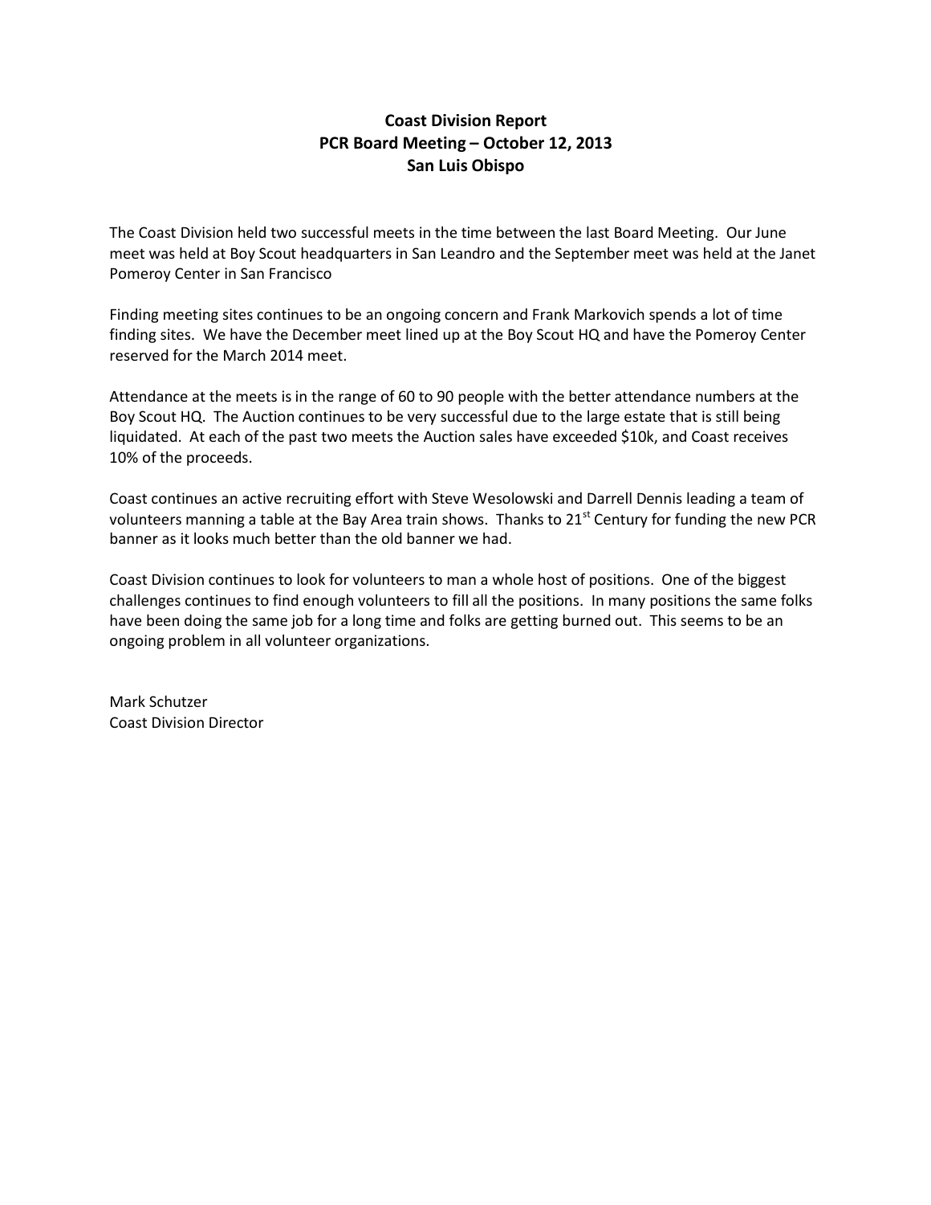**Coast Division Report**
**PCR Board Meeting – October 12, 2013**
**San Luis Obispo**

The Coast Division held two successful meets in the time between the last Board Meeting. Our June meet was held at Boy Scout headquarters in San Leandro and the September meet was held at the Janet Pomeroy Center in San Francisco

Finding meeting sites continues to be an ongoing concern and Frank Markovich spends a lot of time finding sites. We have the December meet lined up at the Boy Scout HQ and have the Pomeroy Center reserved for the March 2014 meet.

Attendance at the meets is in the range of 60 to 90 people with the better attendance numbers at the Boy Scout HQ. The Auction continues to be very successful due to the large estate that is still being liquidated. At each of the past two meets the Auction sales have exceeded $10k, and Coast receives 10% of the proceeds.

Coast continues an active recruiting effort with Steve Wesolowski and Darrell Dennis leading a team of volunteers manning a table at the Bay Area train shows. Thanks to 21st Century for funding the new PCR banner as it looks much better than the old banner we had.

Coast Division continues to look for volunteers to man a whole host of positions. One of the biggest challenges continues to find enough volunteers to fill all the positions. In many positions the same folks have been doing the same job for a long time and folks are getting burned out. This seems to be an ongoing problem in all volunteer organizations.

Mark Schutzer
Coast Division Director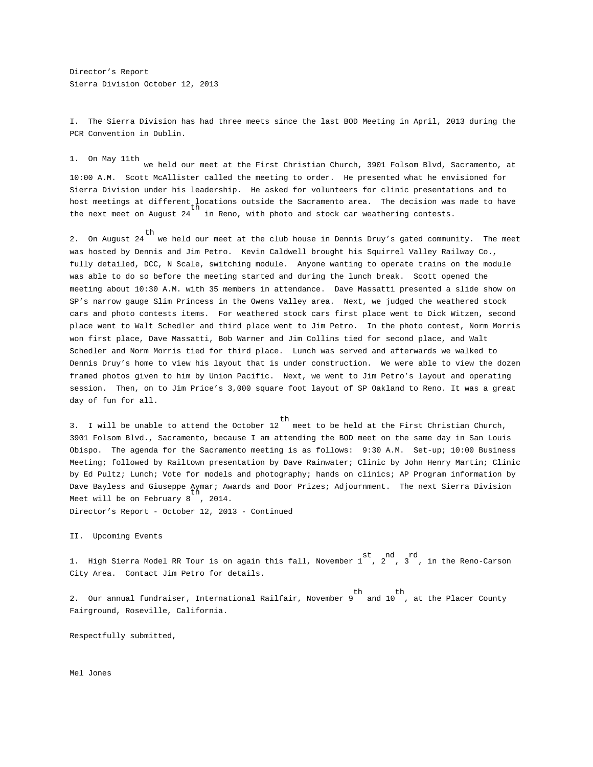Director's Report
Sierra Division October 12, 2013

I. The Sierra Division has had three meets since the last BOD Meeting in April, 2013 during the PCR Convention in Dublin.

1. On May 11th we held our meet at the First Christian Church, 3901 Folsom Blvd, Sacramento, at 10:00 A.M. Scott McAllister called the meeting to order. He presented what he envisioned for Sierra Division under his leadership. He asked for volunteers for clinic presentations and to host meetings at different locations outside the Sacramento area. The decision was made to have the next meet on August 24th in Reno, with photo and stock car weathering contests.

2. On August 24th we held our meet at the club house in Dennis Druy's gated community. The meet was hosted by Dennis and Jim Petro. Kevin Caldwell brought his Squirrel Valley Railway Co., fully detailed, DCC, N Scale, switching module. Anyone wanting to operate trains on the module was able to do so before the meeting started and during the lunch break. Scott opened the meeting about 10:30 A.M. with 35 members in attendance. Dave Massatti presented a slide show on SP's narrow gauge Slim Princess in the Owens Valley area. Next, we judged the weathered stock cars and photo contests items. For weathered stock cars first place went to Dick Witzen, second place went to Walt Schedler and third place went to Jim Petro. In the photo contest, Norm Morris won first place, Dave Massatti, Bob Warner and Jim Collins tied for second place, and Walt Schedler and Norm Morris tied for third place. Lunch was served and afterwards we walked to Dennis Druy's home to view his layout that is under construction. We were able to view the dozen framed photos given to him by Union Pacific. Next, we went to Jim Petro's layout and operating session. Then, on to Jim Price's 3,000 square foot layout of SP Oakland to Reno. It was a great day of fun for all.

3. I will be unable to attend the October 12th meet to be held at the First Christian Church, 3901 Folsom Blvd., Sacramento, because I am attending the BOD meet on the same day in San Louis Obispo. The agenda for the Sacramento meeting is as follows: 9:30 A.M. Set-up; 10:00 Business Meeting; followed by Railtown presentation by Dave Rainwater; Clinic by John Henry Martin; Clinic by Ed Pultz; Lunch; Vote for models and photography; hands on clinics; AP Program information by Dave Bayless and Giuseppe Aymar; Awards and Door Prizes; Adjournment. The next Sierra Division Meet will be on February 8th, 2014.

Director's Report - October 12, 2013 - Continued

II. Upcoming Events

1. High Sierra Model RR Tour is on again this fall, November 1st, 2nd, 3rd, in the Reno-Carson City Area. Contact Jim Petro for details.

2. Our annual fundraiser, International Railfair, November 9th and 10th, at the Placer County Fairground, Roseville, California.

Respectfully submitted,

Mel Jones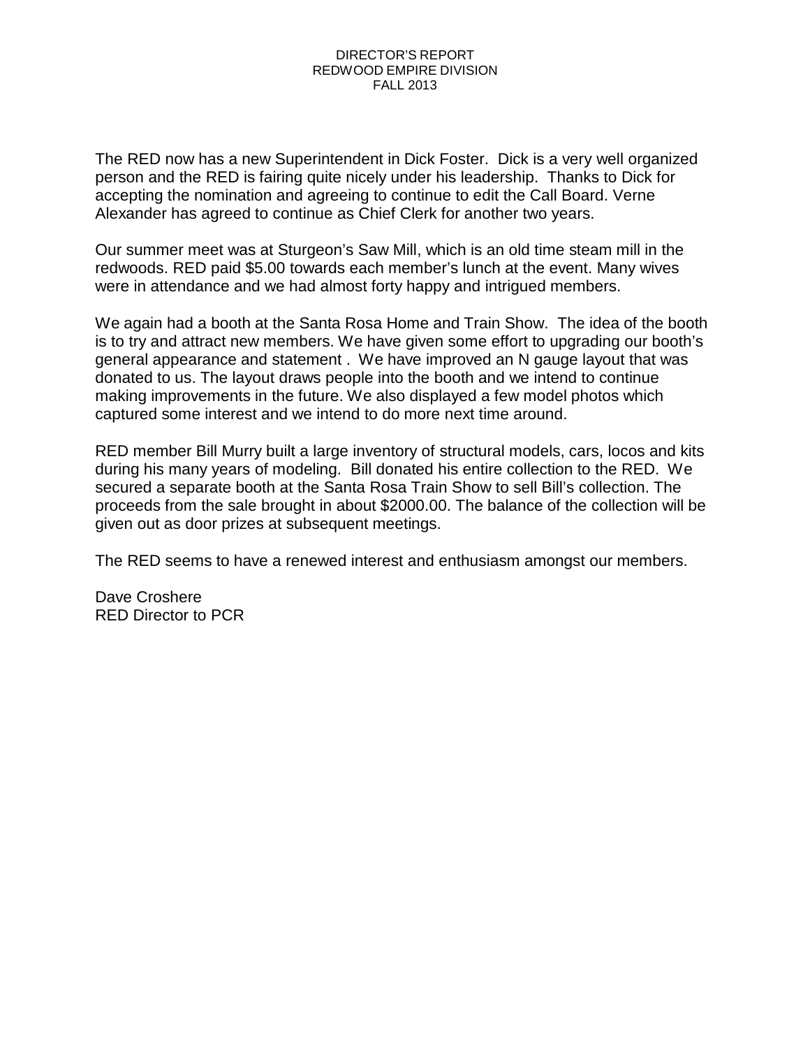# DIRECTOR'S REPORT
## REDWOOD EMPIRE DIVISION
## FALL 2013

The RED now has a new Superintendent in Dick Foster. Dick is a very well organized person and the RED is fairing quite nicely under his leadership. Thanks to Dick for accepting the nomination and agreeing to continue to edit the Call Board. Verne Alexander has agreed to continue as Chief Clerk for another two years.

Our summer meet was at Sturgeon's Saw Mill, which is an old time steam mill in the redwoods. RED paid $5.00 towards each member's lunch at the event. Many wives were in attendance and we had almost forty happy and intrigued members.

We again had a booth at the Santa Rosa Home and Train Show. The idea of the booth is to try and attract new members. We have given some effort to upgrading our booth's general appearance and statement . We have improved an N gauge layout that was donated to us. The layout draws people into the booth and we intend to continue making improvements in the future. We also displayed a few model photos which captured some interest and we intend to do more next time around.

RED member Bill Murry built a large inventory of structural models, cars, locos and kits during his many years of modeling. Bill donated his entire collection to the RED. We secured a separate booth at the Santa Rosa Train Show to sell Bill's collection. The proceeds from the sale brought in about $2000.00. The balance of the collection will be given out as door prizes at subsequent meetings.

The RED seems to have a renewed interest and enthusiasm amongst our members.

Dave Croshere
RED Director to PCR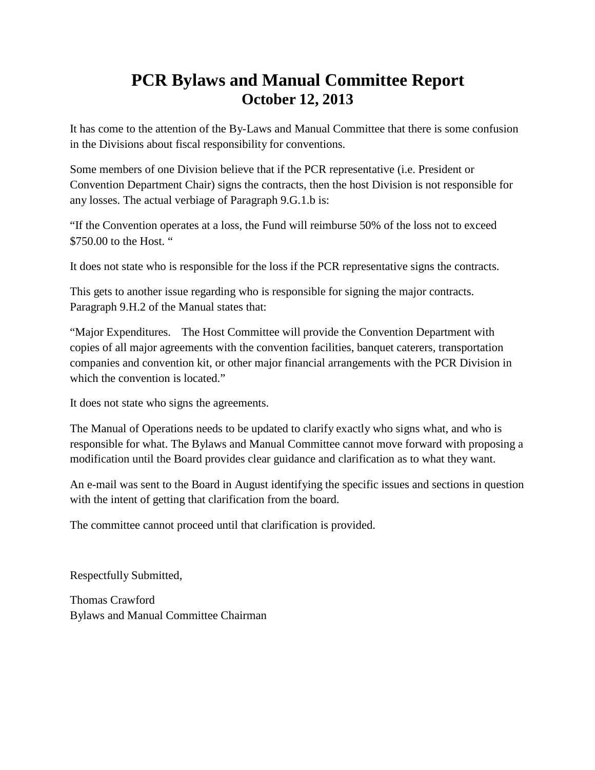# PCR Bylaws and Manual Committee Report
## October 12, 2013

It has come to the attention of the By-Laws and Manual Committee that there is some confusion in the Divisions about fiscal responsibility for conventions.

Some members of one Division believe that if the PCR representative (i.e. President or Convention Department Chair) signs the contracts, then the host Division is not responsible for any losses. The actual verbiage of Paragraph 9.G.1.b is:

"If the Convention operates at a loss, the Fund will reimburse 50% of the loss not to exceed $750.00 to the Host. "

It does not state who is responsible for the loss if the PCR representative signs the contracts.

This gets to another issue regarding who is responsible for signing the major contracts. Paragraph 9.H.2 of the Manual states that:

"Major Expenditures.   The Host Committee will provide the Convention Department with copies of all major agreements with the convention facilities, banquet caterers, transportation companies and convention kit, or other major financial arrangements with the PCR Division in which the convention is located."

It does not state who signs the agreements.

The Manual of Operations needs to be updated to clarify exactly who signs what, and who is responsible for what. The Bylaws and Manual Committee cannot move forward with proposing a modification until the Board provides clear guidance and clarification as to what they want.

An e-mail was sent to the Board in August identifying the specific issues and sections in question with the intent of getting that clarification from the board.

The committee cannot proceed until that clarification is provided.

Respectfully Submitted,

Thomas Crawford
Bylaws and Manual Committee Chairman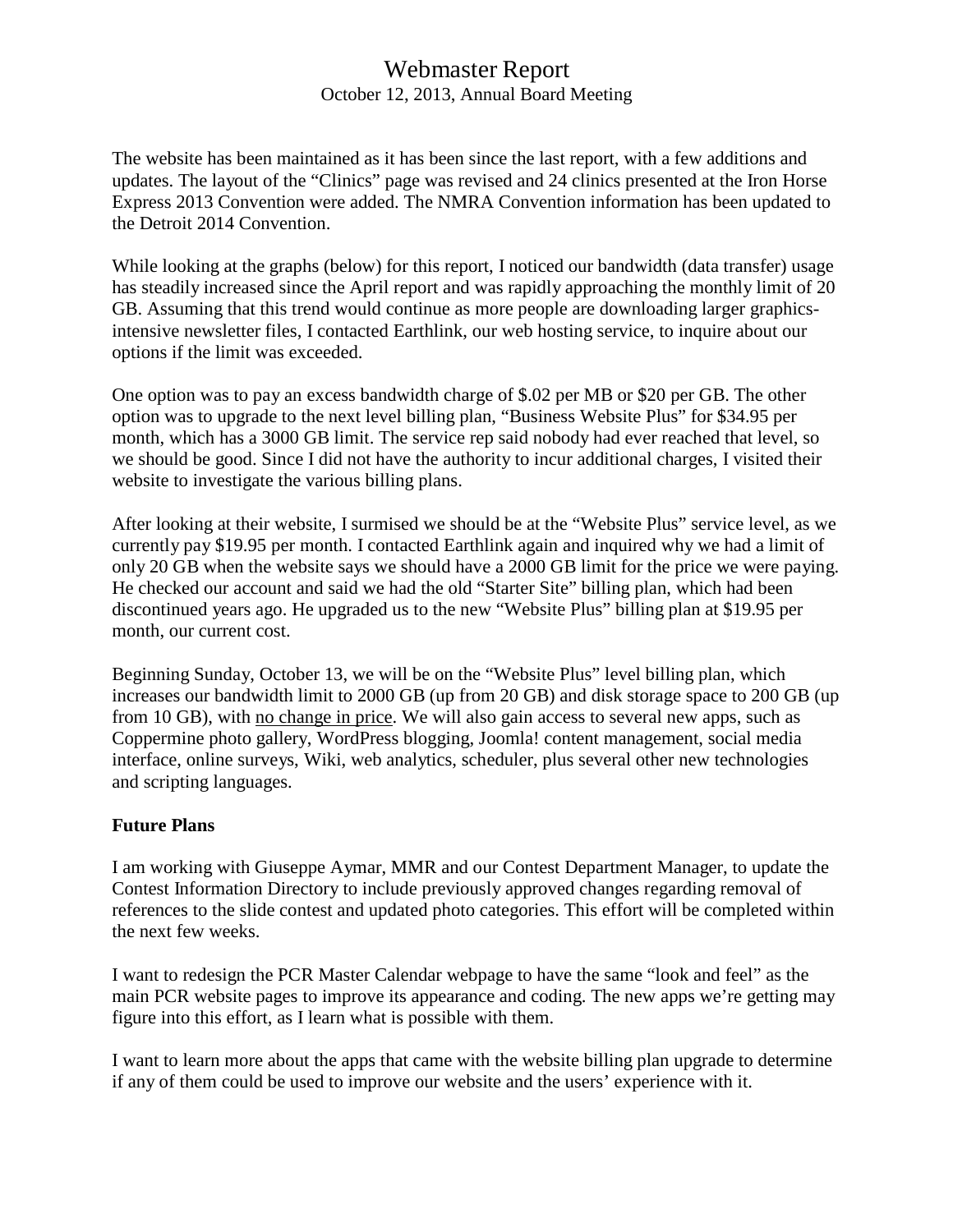# Webmaster Report

October 12, 2013, Annual Board Meeting

The website has been maintained as it has been since the last report, with a few additions and updates. The layout of the "Clinics" page was revised and 24 clinics presented at the Iron Horse Express 2013 Convention were added. The NMRA Convention information has been updated to the Detroit 2014 Convention.

While looking at the graphs (below) for this report, I noticed our bandwidth (data transfer) usage has steadily increased since the April report and was rapidly approaching the monthly limit of 20 GB. Assuming that this trend would continue as more people are downloading larger graphics-intensive newsletter files, I contacted Earthlink, our web hosting service, to inquire about our options if the limit was exceeded.

One option was to pay an excess bandwidth charge of $.02 per MB or $20 per GB. The other option was to upgrade to the next level billing plan, "Business Website Plus" for $34.95 per month, which has a 3000 GB limit. The service rep said nobody had ever reached that level, so we should be good. Since I did not have the authority to incur additional charges, I visited their website to investigate the various billing plans.

After looking at their website, I surmised we should be at the "Website Plus" service level, as we currently pay $19.95 per month. I contacted Earthlink again and inquired why we had a limit of only 20 GB when the website says we should have a 2000 GB limit for the price we were paying. He checked our account and said we had the old "Starter Site" billing plan, which had been discontinued years ago. He upgraded us to the new "Website Plus" billing plan at $19.95 per month, our current cost.

Beginning Sunday, October 13, we will be on the "Website Plus" level billing plan, which increases our bandwidth limit to 2000 GB (up from 20 GB) and disk storage space to 200 GB (up from 10 GB), with <u>no change in price</u>. We will also gain access to several new apps, such as Coppermine photo gallery, WordPress blogging, Joomla! content management, social media interface, online surveys, Wiki, web analytics, scheduler, plus several other new technologies and scripting languages.

**Future Plans**

I am working with Giuseppe Aymar, MMR and our Contest Department Manager, to update the Contest Information Directory to include previously approved changes regarding removal of references to the slide contest and updated photo categories. This effort will be completed within the next few weeks.

I want to redesign the PCR Master Calendar webpage to have the same "look and feel" as the main PCR website pages to improve its appearance and coding. The new apps we're getting may figure into this effort, as I learn what is possible with them.

I want to learn more about the apps that came with the website billing plan upgrade to determine if any of them could be used to improve our website and the users' experience with it.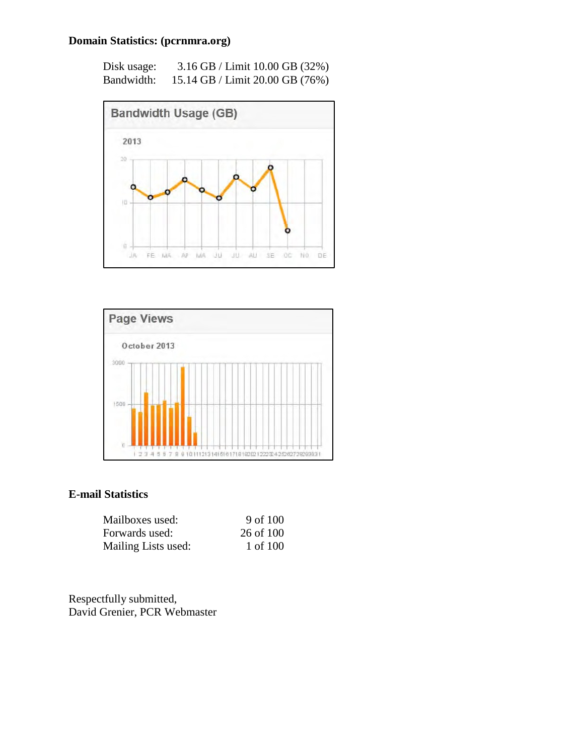**Domain Statistics: (pcrnmra.org)**

| | |
|---|---|
| Disk usage: | 3.16 GB / Limit 10.00 GB (32%) |
| Bandwidth: | 15.14 GB / Limit 20.00 GB (76%) |

**E-mail Statistics**

| | |
|---|---|
| Mailboxes used: | 9 of 100 |
| Forwards used: | 26 of 100 |
| Mailing Lists used: | 1 of 100 |

Respectfully submitted,
David Grenier, PCR Webmaster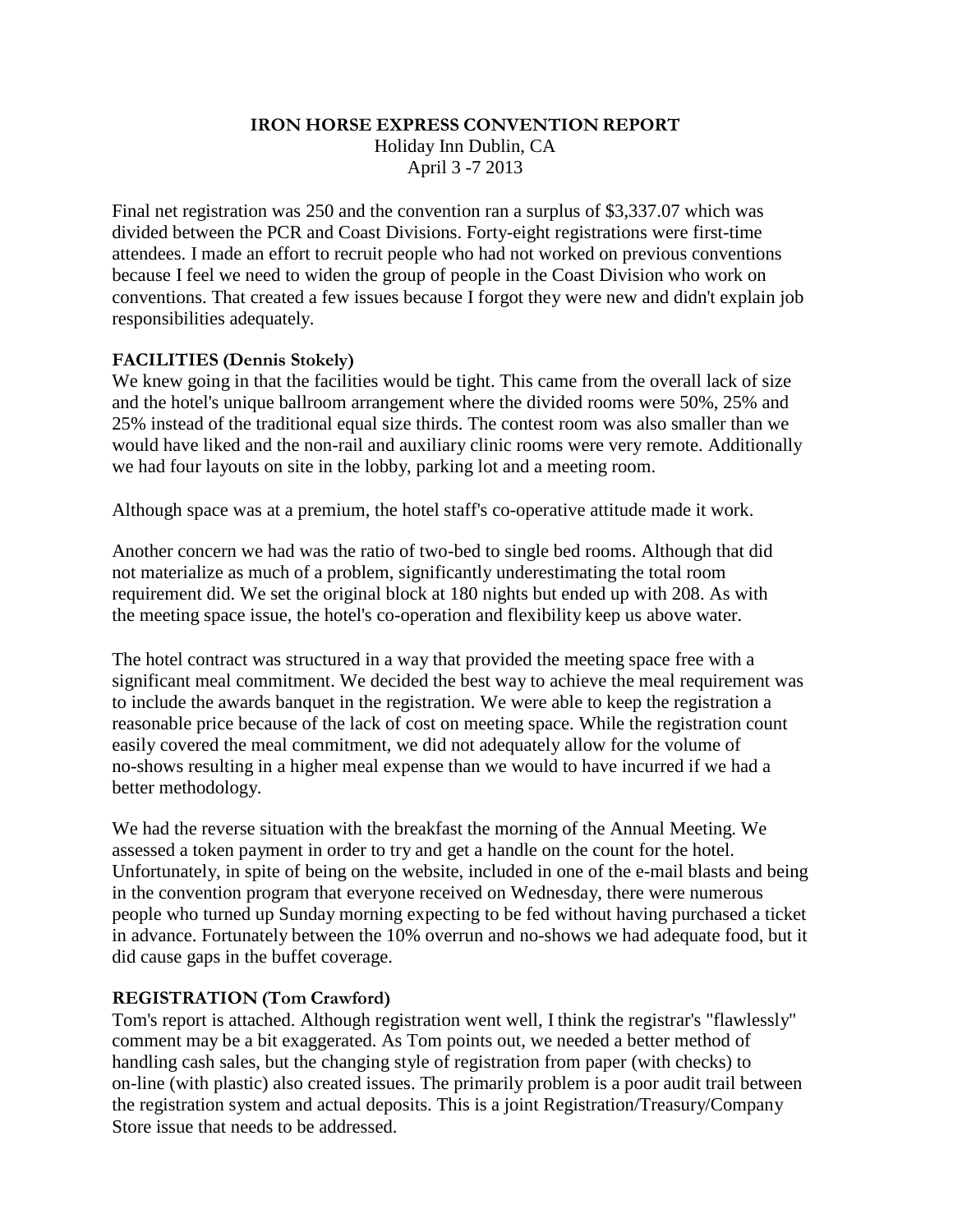**IRON HORSE EXPRESS CONVENTION REPORT**
Holiday Inn Dublin, CA
April 3 -7 2013

Final net registration was 250 and the convention ran a surplus of $3,337.07 which was divided between the PCR and Coast Divisions. Forty-eight registrations were first-time attendees. I made an effort to recruit people who had not worked on previous conventions because I feel we need to widen the group of people in the Coast Division who work on conventions. That created a few issues because I forgot they were new and didn't explain job responsibilities adequately.

**FACILITIES (Dennis Stokely)**
We knew going in that the facilities would be tight. This came from the overall lack of size and the hotel's unique ballroom arrangement where the divided rooms were 50%, 25% and 25% instead of the traditional equal size thirds. The contest room was also smaller than we would have liked and the non-rail and auxiliary clinic rooms were very remote. Additionally we had four layouts on site in the lobby, parking lot and a meeting room.

Although space was at a premium, the hotel staff's co-operative attitude made it work.

Another concern we had was the ratio of two-bed to single bed rooms. Although that did not materialize as much of a problem, significantly underestimating the total room requirement did. We set the original block at 180 nights but ended up with 208. As with the meeting space issue, the hotel's co-operation and flexibility keep us above water.

The hotel contract was structured in a way that provided the meeting space free with a significant meal commitment. We decided the best way to achieve the meal requirement was to include the awards banquet in the registration. We were able to keep the registration a reasonable price because of the lack of cost on meeting space. While the registration count easily covered the meal commitment, we did not adequately allow for the volume of no-shows resulting in a higher meal expense than we would to have incurred if we had a better methodology.

We had the reverse situation with the breakfast the morning of the Annual Meeting. We assessed a token payment in order to try and get a handle on the count for the hotel. Unfortunately, in spite of being on the website, included in one of the e-mail blasts and being in the convention program that everyone received on Wednesday, there were numerous people who turned up Sunday morning expecting to be fed without having purchased a ticket in advance. Fortunately between the 10% overrun and no-shows we had adequate food, but it did cause gaps in the buffet coverage.

**REGISTRATION (Tom Crawford)**
Tom's report is attached. Although registration went well, I think the registrar's "flawlessly" comment may be a bit exaggerated. As Tom points out, we needed a better method of handling cash sales, but the changing style of registration from paper (with checks) to on-line (with plastic) also created issues. The primarily problem is a poor audit trail between the registration system and actual deposits. This is a joint Registration/Treasury/Company Store issue that needs to be addressed.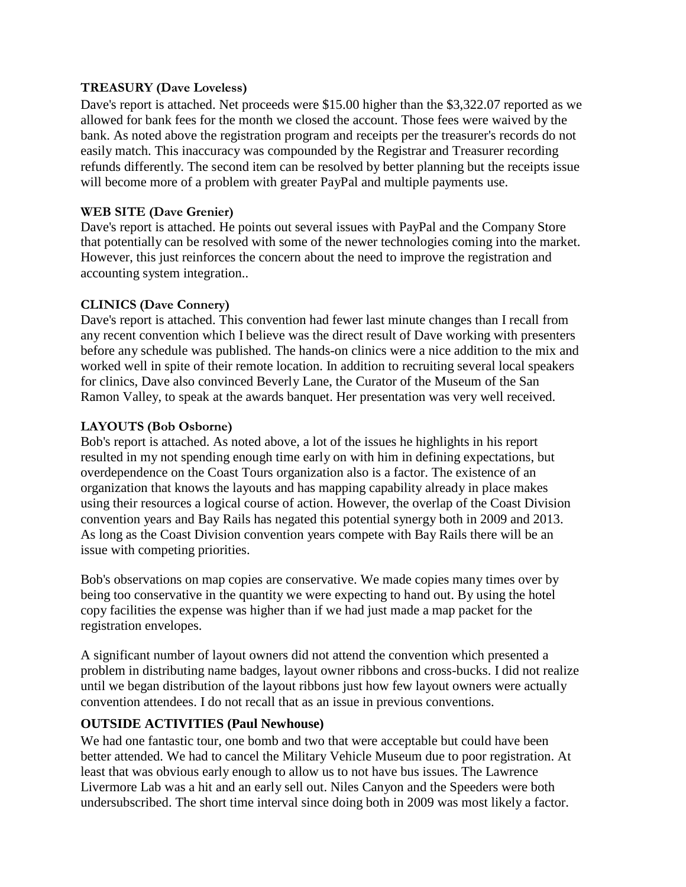**TREASURY (Dave Loveless)**

Dave's report is attached. Net proceeds were $15.00 higher than the $3,322.07 reported as we allowed for bank fees for the month we closed the account. Those fees were waived by the bank. As noted above the registration program and receipts per the treasurer's records do not easily match. This inaccuracy was compounded by the Registrar and Treasurer recording refunds differently. The second item can be resolved by better planning but the receipts issue will become more of a problem with greater PayPal and multiple payments use.

**WEB SITE (Dave Grenier)**

Dave's report is attached. He points out several issues with PayPal and the Company Store that potentially can be resolved with some of the newer technologies coming into the market. However, this just reinforces the concern about the need to improve the registration and accounting system integration..

**CLINICS (Dave Connery)**

Dave's report is attached. This convention had fewer last minute changes than I recall from any recent convention which I believe was the direct result of Dave working with presenters before any schedule was published. The hands-on clinics were a nice addition to the mix and worked well in spite of their remote location. In addition to recruiting several local speakers for clinics, Dave also convinced Beverly Lane, the Curator of the Museum of the San Ramon Valley, to speak at the awards banquet. Her presentation was very well received.

**LAYOUTS (Bob Osborne)**

Bob's report is attached. As noted above, a lot of the issues he highlights in his report resulted in my not spending enough time early on with him in defining expectations, but overdependence on the Coast Tours organization also is a factor. The existence of an organization that knows the layouts and has mapping capability already in place makes using their resources a logical course of action. However, the overlap of the Coast Division convention years and Bay Rails has negated this potential synergy both in 2009 and 2013. As long as the Coast Division convention years compete with Bay Rails there will be an issue with competing priorities.

Bob's observations on map copies are conservative. We made copies many times over by being too conservative in the quantity we were expecting to hand out. By using the hotel copy facilities the expense was higher than if we had just made a map packet for the registration envelopes.

A significant number of layout owners did not attend the convention which presented a problem in distributing name badges, layout owner ribbons and cross-bucks. I did not realize until we began distribution of the layout ribbons just how few layout owners were actually convention attendees. I do not recall that as an issue in previous conventions.

**OUTSIDE ACTIVITIES (Paul Newhouse)**

We had one fantastic tour, one bomb and two that were acceptable but could have been better attended. We had to cancel the Military Vehicle Museum due to poor registration. At least that was obvious early enough to allow us to not have bus issues. The Lawrence Livermore Lab was a hit and an early sell out. Niles Canyon and the Speeders were both undersubscribed. The short time interval since doing both in 2009 was most likely a factor.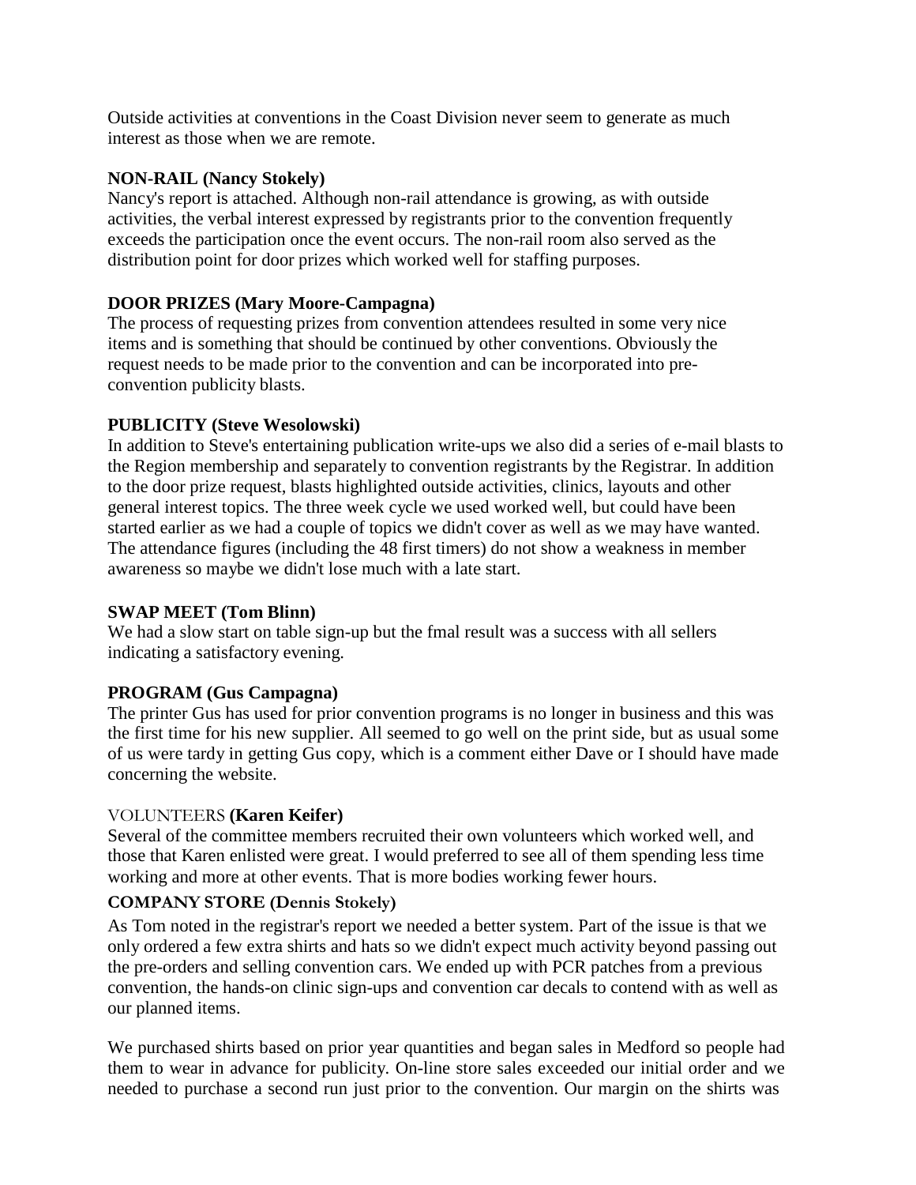Outside activities at conventions in the Coast Division never seem to generate as much interest as those when we are remote.

**NON-RAIL (Nancy Stokely)**
Nancy's report is attached. Although non-rail attendance is growing, as with outside activities, the verbal interest expressed by registrants prior to the convention frequently exceeds the participation once the event occurs. The non-rail room also served as the distribution point for door prizes which worked well for staffing purposes.

**DOOR PRIZES (Mary Moore-Campagna)**
The process of requesting prizes from convention attendees resulted in some very nice items and is something that should be continued by other conventions. Obviously the request needs to be made prior to the convention and can be incorporated into pre-convention publicity blasts.

**PUBLICITY (Steve Wesolowski)**
In addition to Steve's entertaining publication write-ups we also did a series of e-mail blasts to the Region membership and separately to convention registrants by the Registrar. In addition to the door prize request, blasts highlighted outside activities, clinics, layouts and other general interest topics. The three week cycle we used worked well, but could have been started earlier as we had a couple of topics we didn't cover as well as we may have wanted. The attendance figures (including the 48 first timers) do not show a weakness in member awareness so maybe we didn't lose much with a late start.

**SWAP MEET (Tom Blinn)**
We had a slow start on table sign-up but the fmal result was a success with all sellers indicating a satisfactory evening.

**PROGRAM (Gus Campagna)**
The printer Gus has used for prior convention programs is no longer in business and this was the first time for his new supplier. All seemed to go well on the print side, but as usual some of us were tardy in getting Gus copy, which is a comment either Dave or I should have made concerning the website.

VOLUNTEERS **(Karen Keifer)**
Several of the committee members recruited their own volunteers which worked well, and those that Karen enlisted were great. I would preferred to see all of them spending less time working and more at other events. That is more bodies working fewer hours.

**COMPANY STORE (Dennis Stokely)**
As Tom noted in the registrar's report we needed a better system. Part of the issue is that we only ordered a few extra shirts and hats so we didn't expect much activity beyond passing out the pre-orders and selling convention cars. We ended up with PCR patches from a previous convention, the hands-on clinic sign-ups and convention car decals to contend with as well as our planned items.

We purchased shirts based on prior year quantities and began sales in Medford so people had them to wear in advance for publicity. On-line store sales exceeded our initial order and we needed to purchase a second run just prior to the convention. Our margin on the shirts was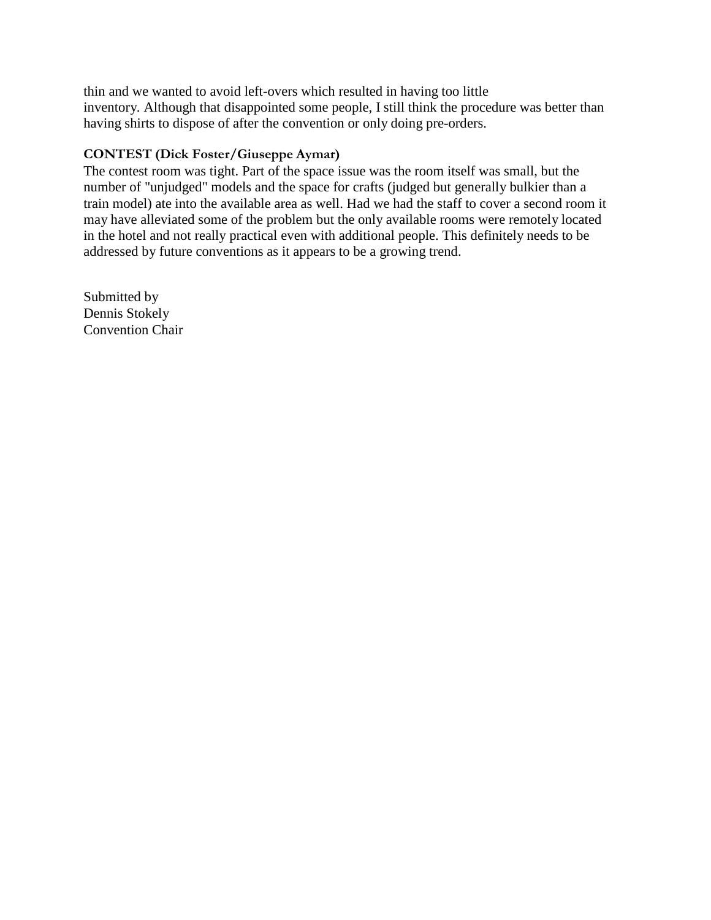thin and we wanted to avoid left-overs which resulted in having too little inventory. Although that disappointed some people, I still think the procedure was better than having shirts to dispose of after the convention or only doing pre-orders.

**CONTEST (Dick Foster/Giuseppe Aymar)**

The contest room was tight. Part of the space issue was the room itself was small, but the number of "unjudged" models and the space for crafts (judged but generally bulkier than a train model) ate into the available area as well. Had we had the staff to cover a second room it may have alleviated some of the problem but the only available rooms were remotely located in the hotel and not really practical even with additional people. This definitely needs to be addressed by future conventions as it appears to be a growing trend.

Submitted by
Dennis Stokely
Convention Chair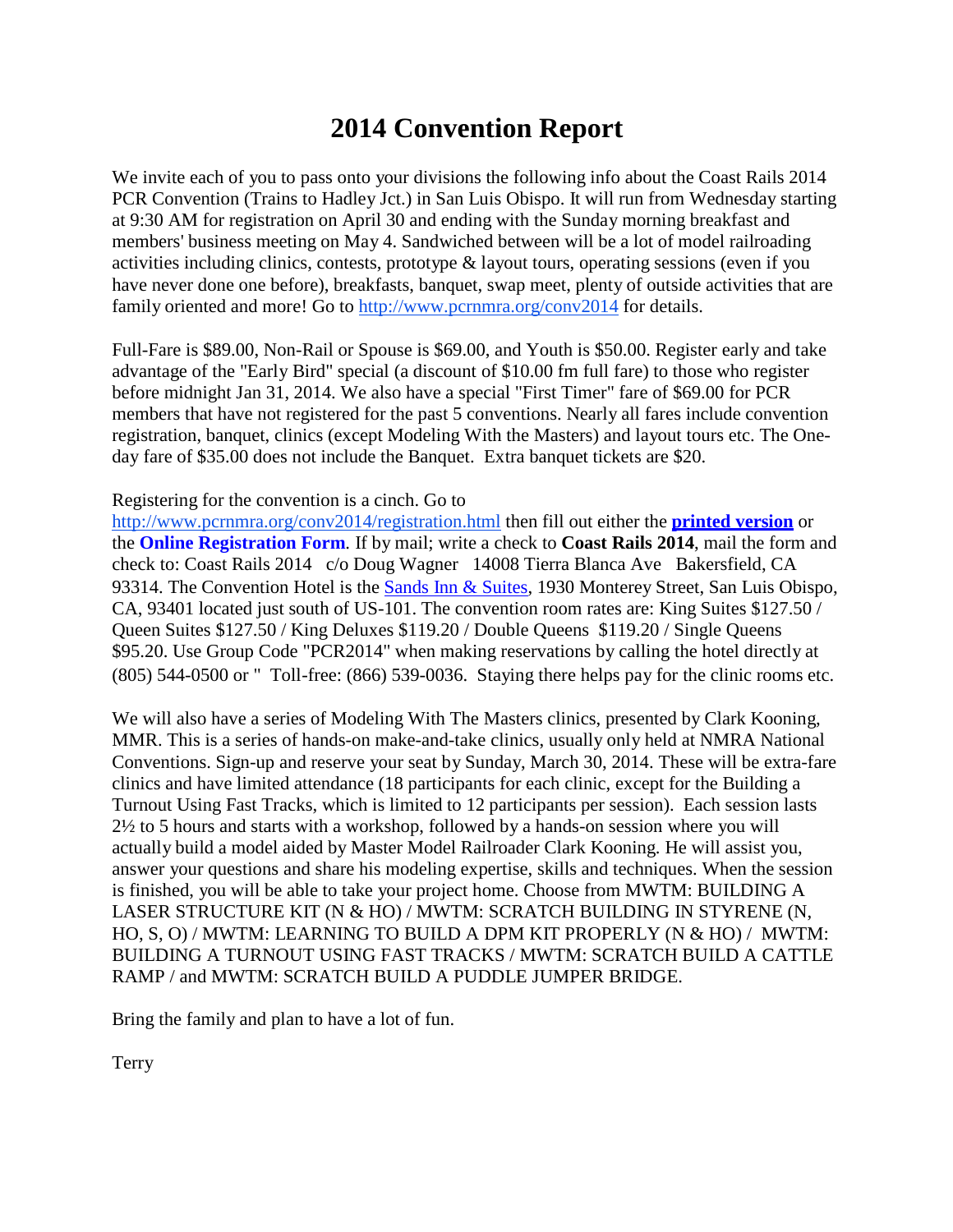# 2014 Convention Report

We invite each of you to pass onto your divisions the following info about the Coast Rails 2014 PCR Convention (Trains to Hadley Jct.) in San Luis Obispo. It will run from Wednesday starting at 9:30 AM for registration on April 30 and ending with the Sunday morning breakfast and members' business meeting on May 4. Sandwiched between will be a lot of model railroading activities including clinics, contests, prototype & layout tours, operating sessions (even if you have never done one before), breakfasts, banquet, swap meet, plenty of outside activities that are family oriented and more! Go to http://www.pcrnmra.org/conv2014 for details.

Full-Fare is $89.00, Non-Rail or Spouse is $69.00, and Youth is $50.00. Register early and take advantage of the "Early Bird" special (a discount of $10.00 fm full fare) to those who register before midnight Jan 31, 2014. We also have a special "First Timer" fare of $69.00 for PCR members that have not registered for the past 5 conventions. Nearly all fares include convention registration, banquet, clinics (except Modeling With the Masters) and layout tours etc. The One-day fare of $35.00 does not include the Banquet. Extra banquet tickets are $20.

Registering for the convention is a cinch. Go to http://www.pcrnmra.org/conv2014/registration.html then fill out either the **printed version** or the **Online Registration Form**. If by mail; write a check to **Coast Rails 2014**, mail the form and check to: Coast Rails 2014 c/o Doug Wagner 14008 Tierra Blanca Ave Bakersfield, CA 93314. The Convention Hotel is the Sands Inn & Suites, 1930 Monterey Street, San Luis Obispo, CA, 93401 located just south of US-101. The convention room rates are: King Suites $127.50 / Queen Suites $127.50 / King Deluxes $119.20 / Double Queens $119.20 / Single Queens $95.20. Use Group Code "PCR2014" when making reservations by calling the hotel directly at (805) 544-0500 or " Toll-free: (866) 539-0036. Staying there helps pay for the clinic rooms etc.

We will also have a series of Modeling With The Masters clinics, presented by Clark Kooning, MMR. This is a series of hands-on make-and-take clinics, usually only held at NMRA National Conventions. Sign-up and reserve your seat by Sunday, March 30, 2014. These will be extra-fare clinics and have limited attendance (18 participants for each clinic, except for the Building a Turnout Using Fast Tracks, which is limited to 12 participants per session). Each session lasts 2½ to 5 hours and starts with a workshop, followed by a hands-on session where you will actually build a model aided by Master Model Railroader Clark Kooning. He will assist you, answer your questions and share his modeling expertise, skills and techniques. When the session is finished, you will be able to take your project home. Choose from MWTM: BUILDING A LASER STRUCTURE KIT (N & HO) / MWTM: SCRATCH BUILDING IN STYRENE (N, HO, S, O) / MWTM: LEARNING TO BUILD A DPM KIT PROPERLY (N & HO) / MWTM: BUILDING A TURNOUT USING FAST TRACKS / MWTM: SCRATCH BUILD A CATTLE RAMP / and MWTM: SCRATCH BUILD A PUDDLE JUMPER BRIDGE.

Bring the family and plan to have a lot of fun.

Terry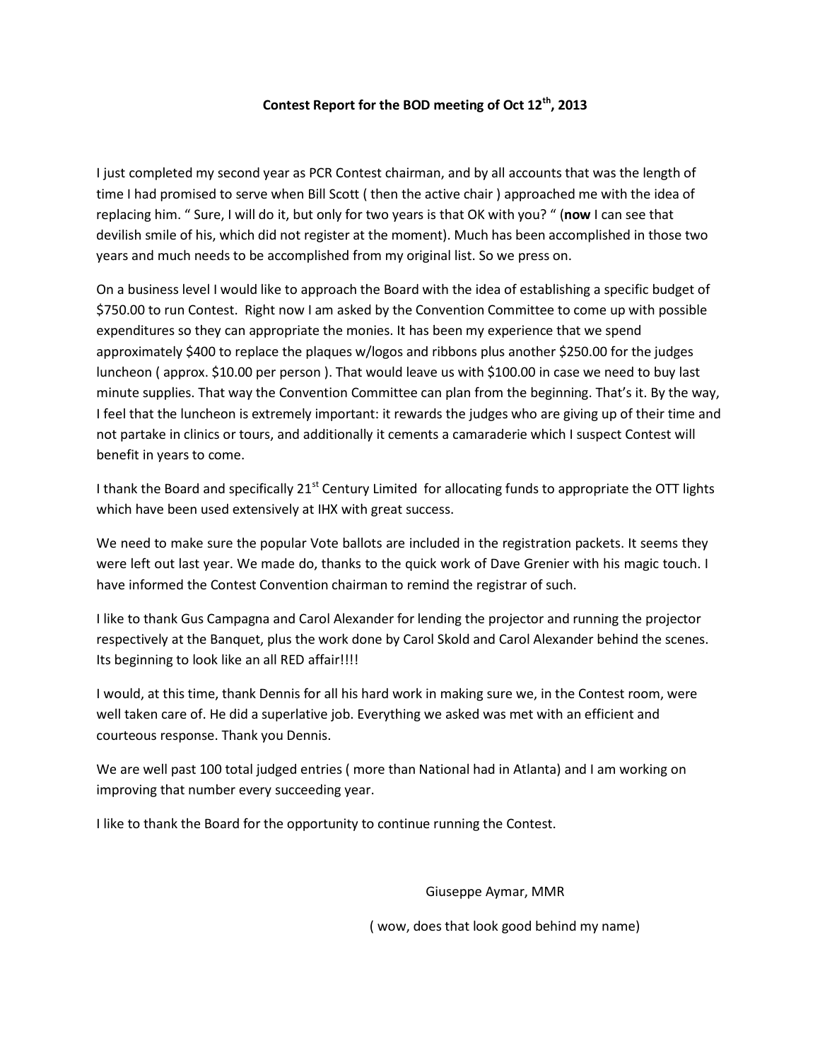**Contest Report for the BOD meeting of Oct 12th, 2013**

I just completed my second year as PCR Contest chairman, and by all accounts that was the length of time I had promised to serve when Bill Scott ( then the active chair ) approached me with the idea of replacing him. " Sure, I will do it, but only for two years is that OK with you? " (**now** I can see that devilish smile of his, which did not register at the moment). Much has been accomplished in those two years and much needs to be accomplished from my original list. So we press on.

On a business level I would like to approach the Board with the idea of establishing a specific budget of $750.00 to run Contest. Right now I am asked by the Convention Committee to come up with possible expenditures so they can appropriate the monies. It has been my experience that we spend approximately $400 to replace the plaques w/logos and ribbons plus another $250.00 for the judges luncheon ( approx. $10.00 per person ). That would leave us with $100.00 in case we need to buy last minute supplies. That way the Convention Committee can plan from the beginning. That's it. By the way, I feel that the luncheon is extremely important: it rewards the judges who are giving up of their time and not partake in clinics or tours, and additionally it cements a camaraderie which I suspect Contest will benefit in years to come.

I thank the Board and specifically 21st Century Limited for allocating funds to appropriate the OTT lights which have been used extensively at IHX with great success.

We need to make sure the popular Vote ballots are included in the registration packets. It seems they were left out last year. We made do, thanks to the quick work of Dave Grenier with his magic touch. I have informed the Contest Convention chairman to remind the registrar of such.

I like to thank Gus Campagna and Carol Alexander for lending the projector and running the projector respectively at the Banquet, plus the work done by Carol Skold and Carol Alexander behind the scenes. Its beginning to look like an all RED affair!!!!

I would, at this time, thank Dennis for all his hard work in making sure we, in the Contest room, were well taken care of. He did a superlative job. Everything we asked was met with an efficient and courteous response. Thank you Dennis.

We are well past 100 total judged entries ( more than National had in Atlanta) and I am working on improving that number every succeeding year.

I like to thank the Board for the opportunity to continue running the Contest.

Giuseppe Aymar, MMR

( wow, does that look good behind my name)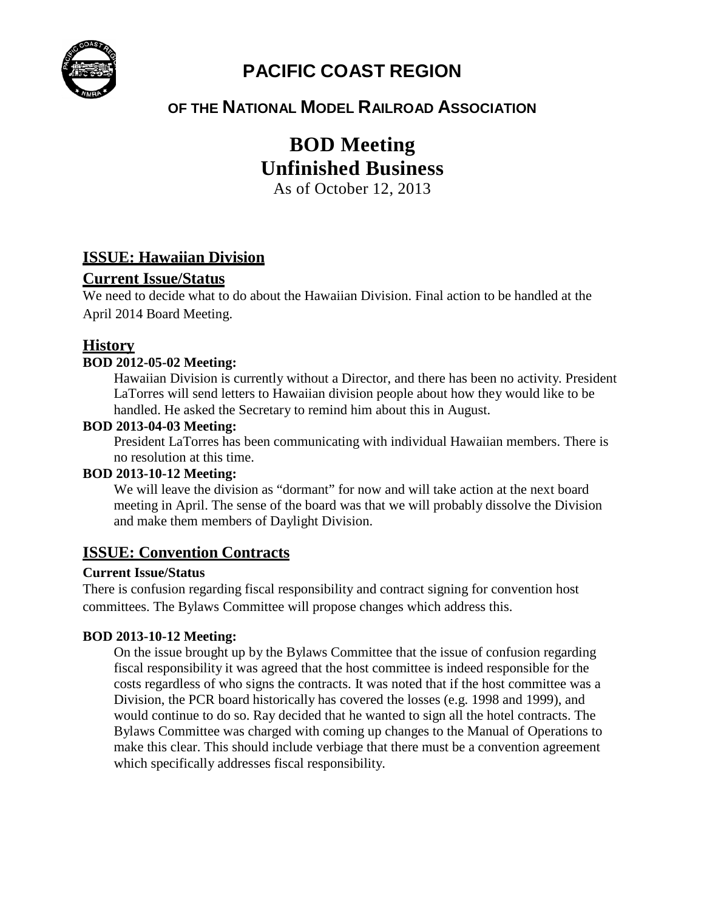# PACIFIC COAST REGION

## OF THE NATIONAL MODEL RAILROAD ASSOCIATION

# BOD Meeting
# Unfinished Business

As of October 12, 2013

## ISSUE: Hawaiian Division

### Current Issue/Status

We need to decide what to do about the Hawaiian Division. Final action to be handled at the April 2014 Board Meeting.

### History

**BOD 2012-05-02 Meeting:**

Hawaiian Division is currently without a Director, and there has been no activity. President LaTorres will send letters to Hawaiian division people about how they would like to be handled. He asked the Secretary to remind him about this in August.

**BOD 2013-04-03 Meeting:**

President LaTorres has been communicating with individual Hawaiian members. There is no resolution at this time.

**BOD 2013-10-12 Meeting:**

We will leave the division as "dormant" for now and will take action at the next board meeting in April. The sense of the board was that we will probably dissolve the Division and make them members of Daylight Division.

## ISSUE: Convention Contracts

**Current Issue/Status**

There is confusion regarding fiscal responsibility and contract signing for convention host committees. The Bylaws Committee will propose changes which address this.

**BOD 2013-10-12 Meeting:**

On the issue brought up by the Bylaws Committee that the issue of confusion regarding fiscal responsibility it was agreed that the host committee is indeed responsible for the costs regardless of who signs the contracts. It was noted that if the host committee was a Division, the PCR board historically has covered the losses (e.g. 1998 and 1999), and would continue to do so. Ray decided that he wanted to sign all the hotel contracts. The Bylaws Committee was charged with coming up changes to the Manual of Operations to make this clear. This should include verbiage that there must be a convention agreement which specifically addresses fiscal responsibility.